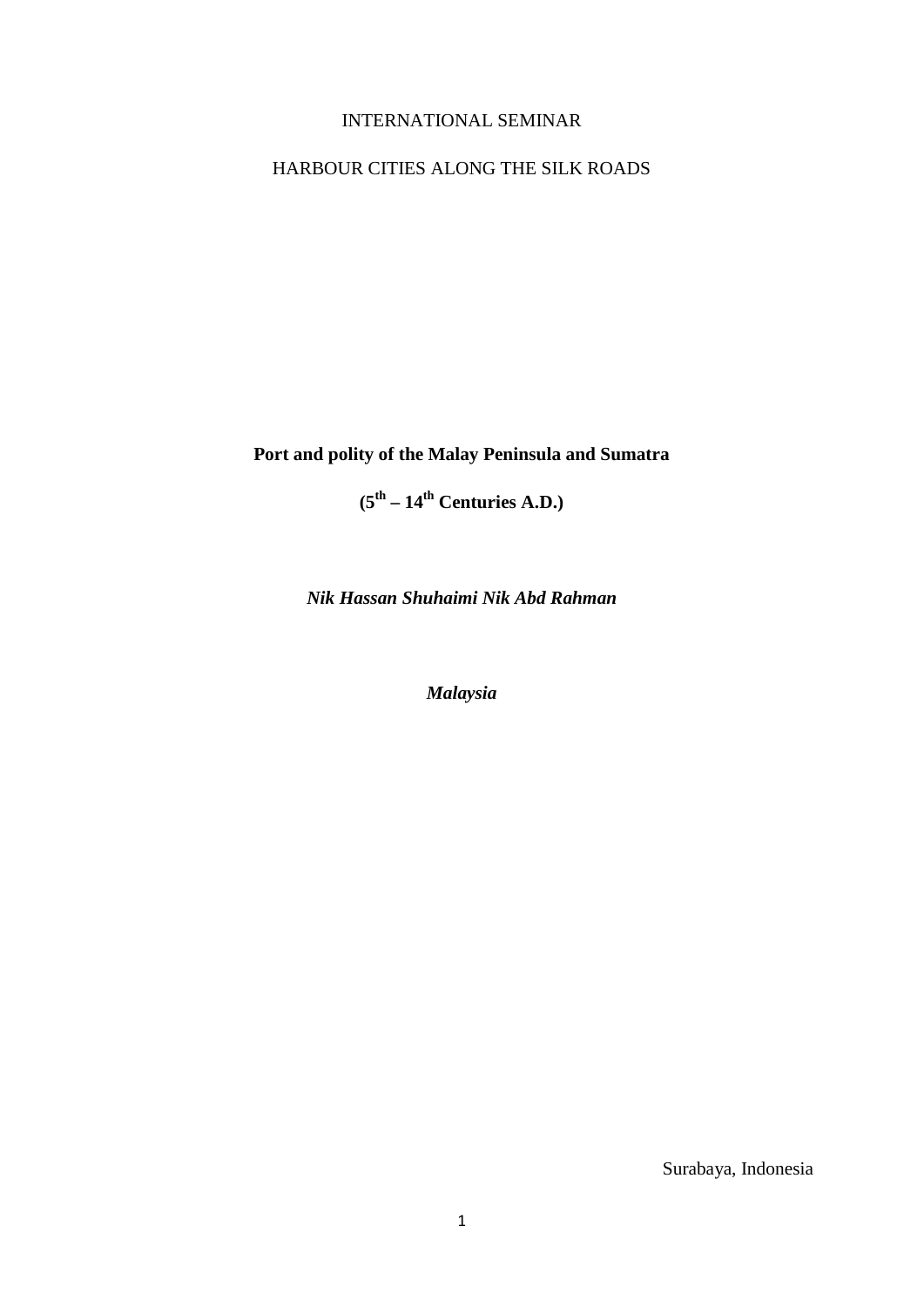INTERNATIONAL SEMINAR

HARBOUR CITIES ALONG THE SILK ROADS

# Port and polity of the Malay Peninsula and Sumatra

## ($5^{th}$ – $14^{th}$ Centuries A.D.)

***Nik Hassan Shuhaimi Nik Abd Rahman***

***Malaysia***

Surabaya, Indonesia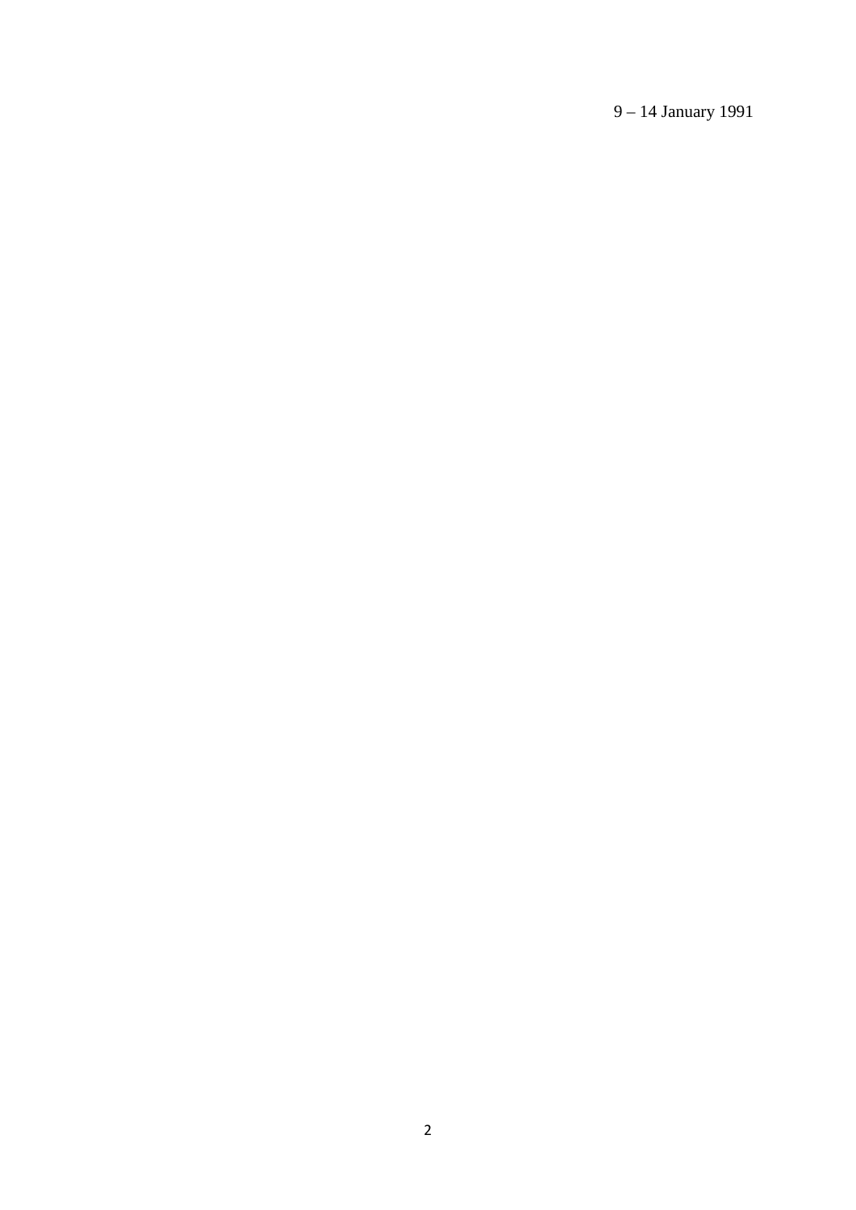9 – 14 January 1991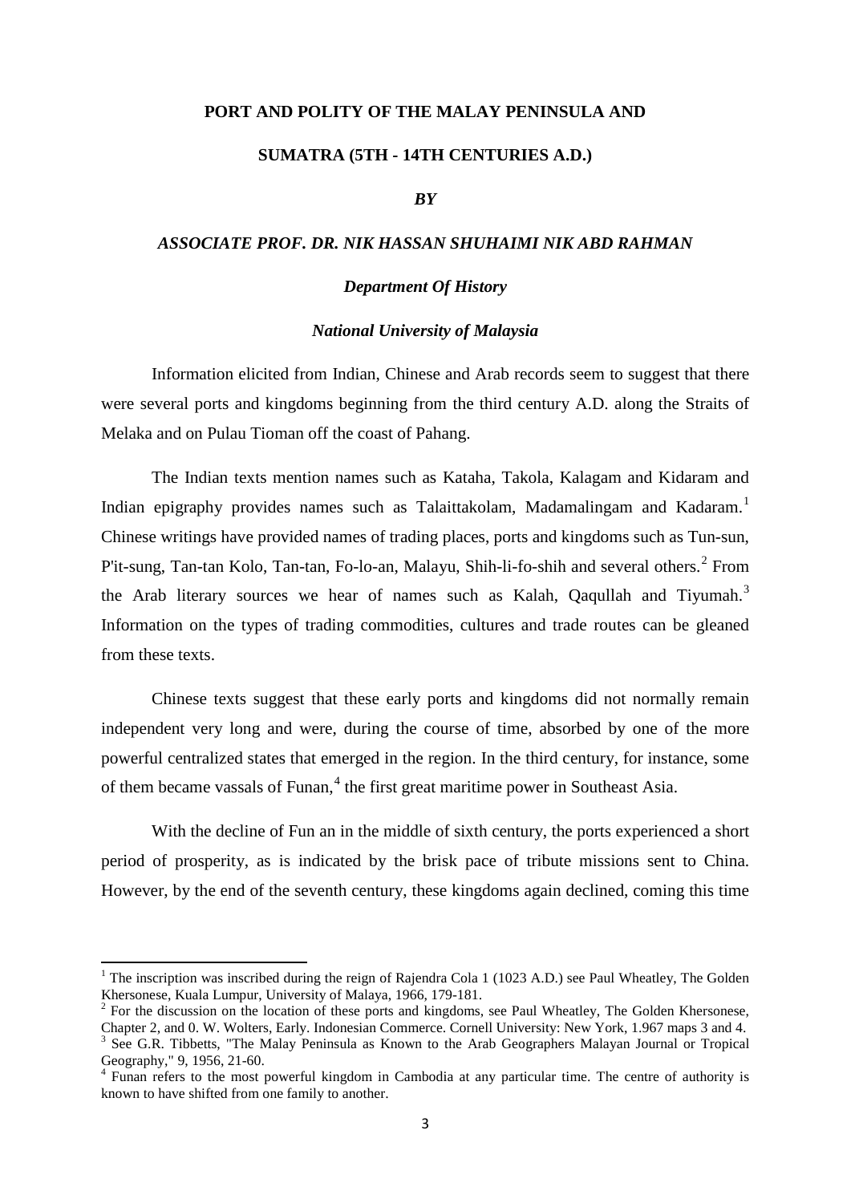**PORT AND POLITY OF THE MALAY PENINSULA AND**

**SUMATRA (5TH - 14TH CENTURIES A.D.)**

***BY***

***ASSOCIATE PROF. DR. NIK HASSAN SHUHAIMI NIK ABD RAHMAN***

***Department Of History***

***National University of Malaysia***

Information elicited from Indian, Chinese and Arab records seem to suggest that there were several ports and kingdoms beginning from the third century A.D. along the Straits of Melaka and on Pulau Tioman off the coast of Pahang.

The Indian texts mention names such as Kataha, Takola, Kalagam and Kidaram and Indian epigraphy provides names such as Talaittakolam, Madamalingam and Kadaram.[1] Chinese writings have provided names of trading places, ports and kingdoms such as Tun-sun, P'it-sung, Tan-tan Kolo, Tan-tan, Fo-lo-an, Malayu, Shih-li-fo-shih and several others.[2] From the Arab literary sources we hear of names such as Kalah, Qaqullah and Tiyumah.[3] Information on the types of trading commodities, cultures and trade routes can be gleaned from these texts.

Chinese texts suggest that these early ports and kingdoms did not normally remain independent very long and were, during the course of time, absorbed by one of the more powerful centralized states that emerged in the region. In the third century, for instance, some of them became vassals of Funan,[4] the first great maritime power in Southeast Asia.

With the decline of Fun an in the middle of sixth century, the ports experienced a short period of prosperity, as is indicated by the brisk pace of tribute missions sent to China. However, by the end of the seventh century, these kingdoms again declined, coming this time

---

[1] The inscription was inscribed during the reign of Rajendra Cola 1 (1023 A.D.) see Paul Wheatley, The Golden Khersonese, Kuala Lumpur, University of Malaya, 1966, 179-181.

[2] For the discussion on the location of these ports and kingdoms, see Paul Wheatley, The Golden Khersonese, Chapter 2, and 0. W. Wolters, Early. Indonesian Commerce. Cornell University: New York, 1.967 maps 3 and 4.

[3] See G.R. Tibbetts, "The Malay Peninsula as Known to the Arab Geographers Malayan Journal or Tropical Geography," 9, 1956, 21-60.

[4] Funan refers to the most powerful kingdom in Cambodia at any particular time. The centre of authority is known to have shifted from one family to another.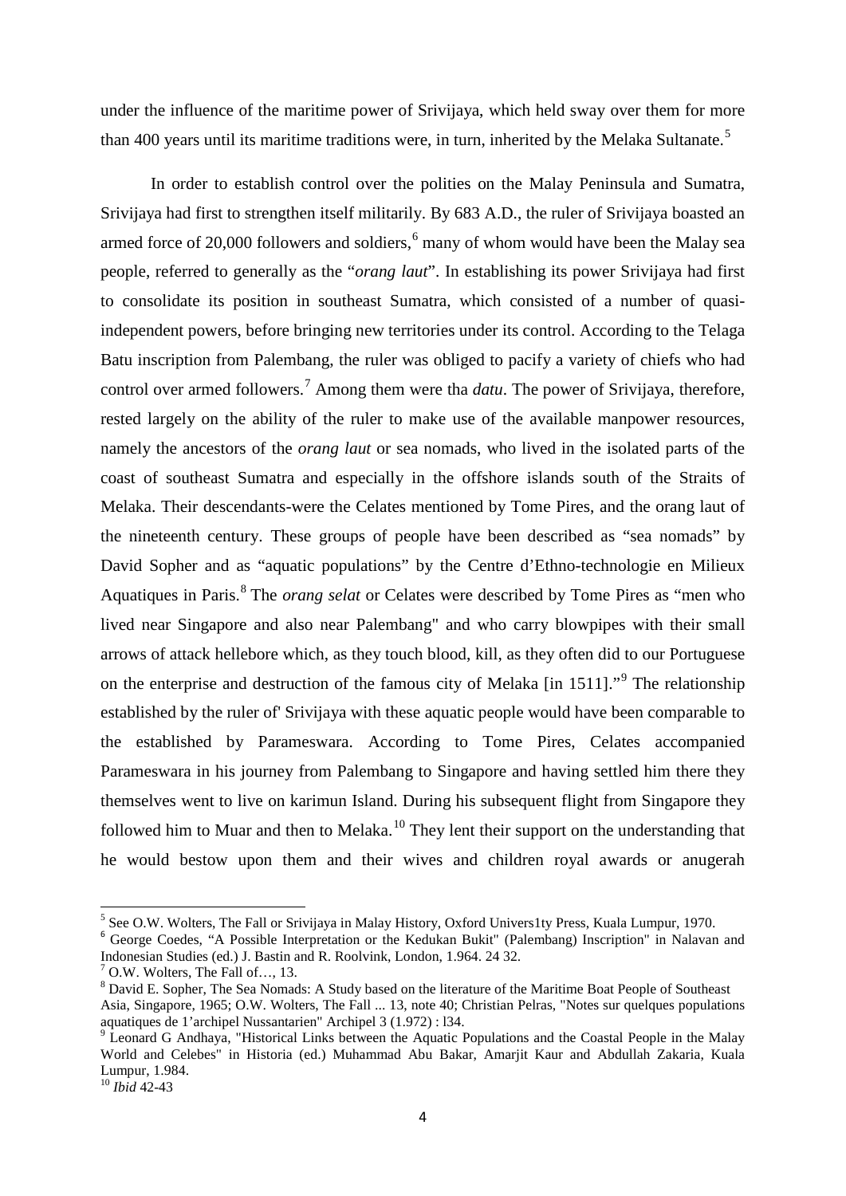under the influence of the maritime power of Srivijaya, which held sway over them for more than 400 years until its maritime traditions were, in turn, inherited by the Melaka Sultanate.[5]

In order to establish control over the polities on the Malay Peninsula and Sumatra, Srivijaya had first to strengthen itself militarily. By 683 A.D., the ruler of Srivijaya boasted an armed force of 20,000 followers and soldiers,[6] many of whom would have been the Malay sea people, referred to generally as the "*orang laut*". In establishing its power Srivijaya had first to consolidate its position in southeast Sumatra, which consisted of a number of quasi-independent powers, before bringing new territories under its control. According to the Telaga Batu inscription from Palembang, the ruler was obliged to pacify a variety of chiefs who had control over armed followers.[7] Among them were tha *datu*. The power of Srivijaya, therefore, rested largely on the ability of the ruler to make use of the available manpower resources, namely the ancestors of the *orang laut* or sea nomads, who lived in the isolated parts of the coast of southeast Sumatra and especially in the offshore islands south of the Straits of Melaka. Their descendants-were the Celates mentioned by Tome Pires, and the orang laut of the nineteenth century. These groups of people have been described as "sea nomads" by David Sopher and as "aquatic populations" by the Centre d'Ethno-technologie en Milieux Aquatiques in Paris.[8] The *orang selat* or Celates were described by Tome Pires as "men who lived near Singapore and also near Palembang" and who carry blowpipes with their small arrows of attack hellebore which, as they touch blood, kill, as they often did to our Portuguese on the enterprise and destruction of the famous city of Melaka [in 1511]."[9] The relationship established by the ruler of' Srivijaya with these aquatic people would have been comparable to the established by Parameswara. According to Tome Pires, Celates accompanied Parameswara in his journey from Palembang to Singapore and having settled him there they themselves went to live on karimun Island. During his subsequent flight from Singapore they followed him to Muar and then to Melaka.[10] They lent their support on the understanding that he would bestow upon them and their wives and children royal awards or anugerah

---

[5] See O.W. Wolters, The Fall or Srivijaya in Malay History, Oxford Univers1ty Press, Kuala Lumpur, 1970.

[6] George Coedes, "A Possible Interpretation or the Kedukan Bukit" (Palembang) Inscription" in Nalavan and Indonesian Studies (ed.) J. Bastin and R. Roolvink, London, 1.964. 24 32.

[7] O.W. Wolters, The Fall of…, 13.

[8] David E. Sopher, The Sea Nomads: A Study based on the literature of the Maritime Boat People of Southeast Asia, Singapore, 1965; O.W. Wolters, The Fall ... 13, note 40; Christian Pelras, "Notes sur quelques populations aquatiques de 1'archipel Nussantarien" Archipel 3 (1.972) : l34.

[9] Leonard G Andhaya, "Historical Links between the Aquatic Populations and the Coastal People in the Malay World and Celebes" in Historia (ed.) Muhammad Abu Bakar, Amarjit Kaur and Abdullah Zakaria, Kuala Lumpur, 1.984.

[10] *Ibid* 42-43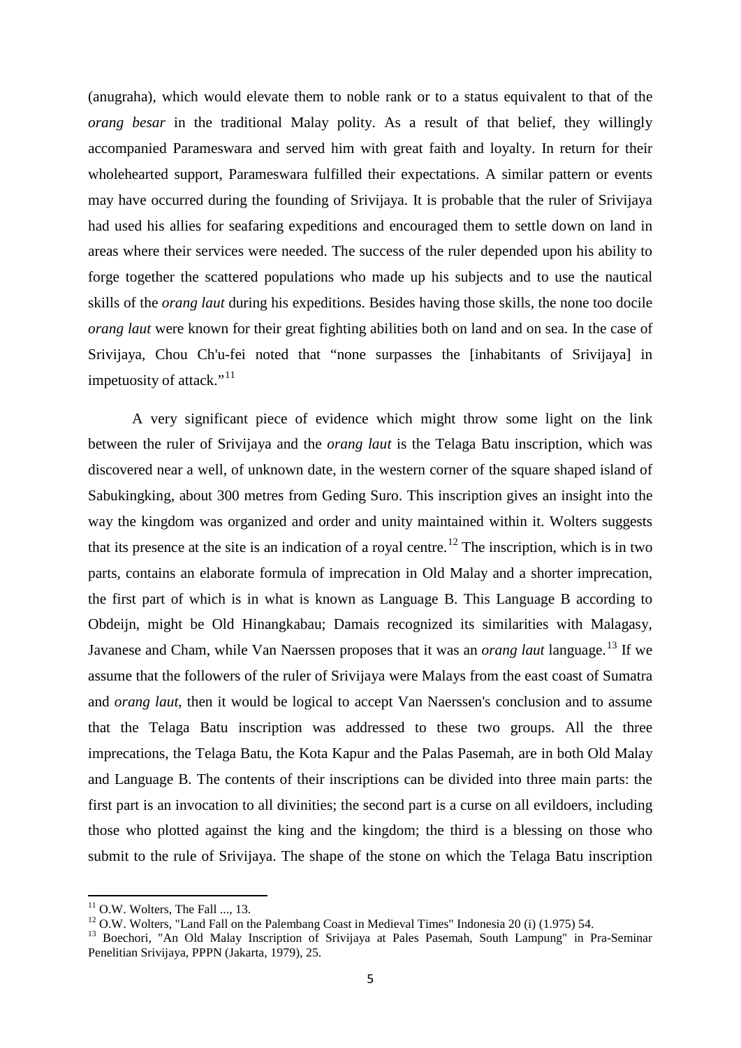(anugraha), which would elevate them to noble rank or to a status equivalent to that of the *orang besar* in the traditional Malay polity. As a result of that belief, they willingly accompanied Parameswara and served him with great faith and loyalty. In return for their wholehearted support, Parameswara fulfilled their expectations. A similar pattern or events may have occurred during the founding of Srivijaya. It is probable that the ruler of Srivijaya had used his allies for seafaring expeditions and encouraged them to settle down on land in areas where their services were needed. The success of the ruler depended upon his ability to forge together the scattered populations who made up his subjects and to use the nautical skills of the *orang laut* during his expeditions. Besides having those skills, the none too docile *orang laut* were known for their great fighting abilities both on land and on sea. In the case of Srivijaya, Chou Ch'u-fei noted that "none surpasses the [inhabitants of Srivijaya] in impetuosity of attack."[11]

A very significant piece of evidence which might throw some light on the link between the ruler of Srivijaya and the *orang laut* is the Telaga Batu inscription, which was discovered near a well, of unknown date, in the western corner of the square shaped island of Sabukingking, about 300 metres from Geding Suro. This inscription gives an insight into the way the kingdom was organized and order and unity maintained within it. Wolters suggests that its presence at the site is an indication of a royal centre.[12] The inscription, which is in two parts, contains an elaborate formula of imprecation in Old Malay and a shorter imprecation, the first part of which is in what is known as Language B. This Language B according to Obdeijn, might be Old Hinangkabau; Damais recognized its similarities with Malagasy, Javanese and Cham, while Van Naerssen proposes that it was an *orang laut* language.[13] If we assume that the followers of the ruler of Srivijaya were Malays from the east coast of Sumatra and *orang laut*, then it would be logical to accept Van Naerssen's conclusion and to assume that the Telaga Batu inscription was addressed to these two groups. All the three imprecations, the Telaga Batu, the Kota Kapur and the Palas Pasemah, are in both Old Malay and Language B. The contents of their inscriptions can be divided into three main parts: the first part is an invocation to all divinities; the second part is a curse on all evildoers, including those who plotted against the king and the kingdom; the third is a blessing on those who submit to the rule of Srivijaya. The shape of the stone on which the Telaga Batu inscription

---

[11] O.W. Wolters, The Fall ..., 13.

[12] O.W. Wolters, "Land Fall on the Palembang Coast in Medieval Times" Indonesia 20 (i) (1.975) 54.

[13] Boechori, "An Old Malay Inscription of Srivijaya at Pales Pasemah, South Lampung" in Pra-Seminar Penelitian Srivijaya, PPPN (Jakarta, 1979), 25.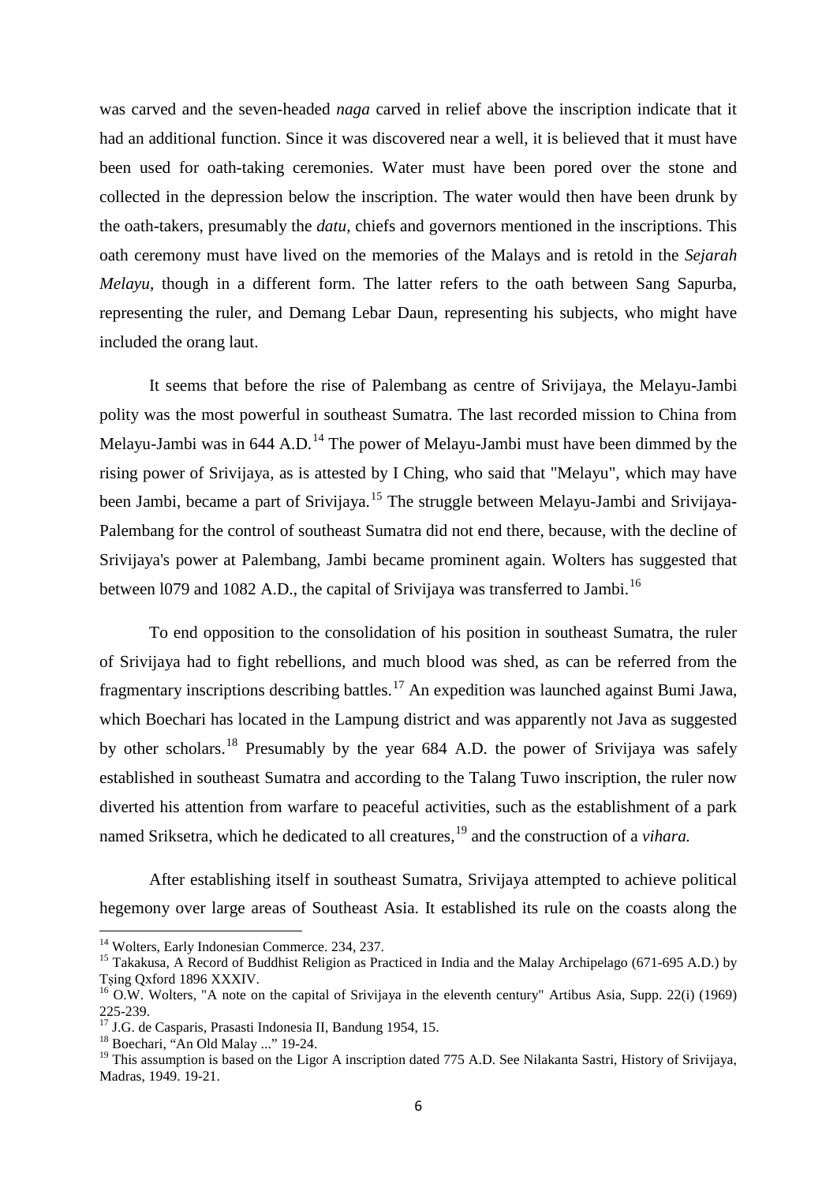was carved and the seven-headed *naga* carved in relief above the inscription indicate that it had an additional function. Since it was discovered near a well, it is believed that it must have been used for oath-taking ceremonies. Water must have been pored over the stone and collected in the depression below the inscription. The water would then have been drunk by the oath-takers, presumably the *datu*, chiefs and governors mentioned in the inscriptions. This oath ceremony must have lived on the memories of the Malays and is retold in the *Sejarah Melayu*, though in a different form. The latter refers to the oath between Sang Sapurba, representing the ruler, and Demang Lebar Daun, representing his subjects, who might have included the orang laut.

It seems that before the rise of Palembang as centre of Srivijaya, the Melayu-Jambi polity was the most powerful in southeast Sumatra. The last recorded mission to China from Melayu-Jambi was in 644 A.D.[14] The power of Melayu-Jambi must have been dimmed by the rising power of Srivijaya, as is attested by I Ching, who said that "Melayu", which may have been Jambi, became a part of Srivijaya.[15] The struggle between Melayu-Jambi and Srivijaya-Palembang for the control of southeast Sumatra did not end there, because, with the decline of Srivijaya's power at Palembang, Jambi became prominent again. Wolters has suggested that between l079 and 1082 A.D., the capital of Srivijaya was transferred to Jambi.[16]

To end opposition to the consolidation of his position in southeast Sumatra, the ruler of Srivijaya had to fight rebellions, and much blood was shed, as can be referred from the fragmentary inscriptions describing battles.[17] An expedition was launched against Bumi Jawa, which Boechari has located in the Lampung district and was apparently not Java as suggested by other scholars.[18] Presumably by the year 684 A.D. the power of Srivijaya was safely established in southeast Sumatra and according to the Talang Tuwo inscription, the ruler now diverted his attention from warfare to peaceful activities, such as the establishment of a park named Sriksetra, which he dedicated to all creatures,[19] and the construction of a *vihara.*

After establishing itself in southeast Sumatra, Srivijaya attempted to achieve political hegemony over large areas of Southeast Asia. It established its rule on the coasts along the

---

[14] Wolters, Early Indonesian Commerce. 234, 237.

[15] Takakusa, A Record of Buddhist Religion as Practiced in India and the Malay Archipelago (671-695 A.D.) by Tṣing Qxford 1896 XXXIV.

[16] O.W. Wolters, "A note on the capital of Srivijaya in the eleventh century" Artibus Asia, Supp. 22(i) (1969) 225-239.

[17] J.G. de Casparis, Prasasti Indonesia II, Bandung 1954, 15.

[18] Boechari, "An Old Malay ..." 19-24.

[19] This assumption is based on the Ligor A inscription dated 775 A.D. See Nilakanta Sastri, History of Srivijaya, Madras, 1949. 19-21.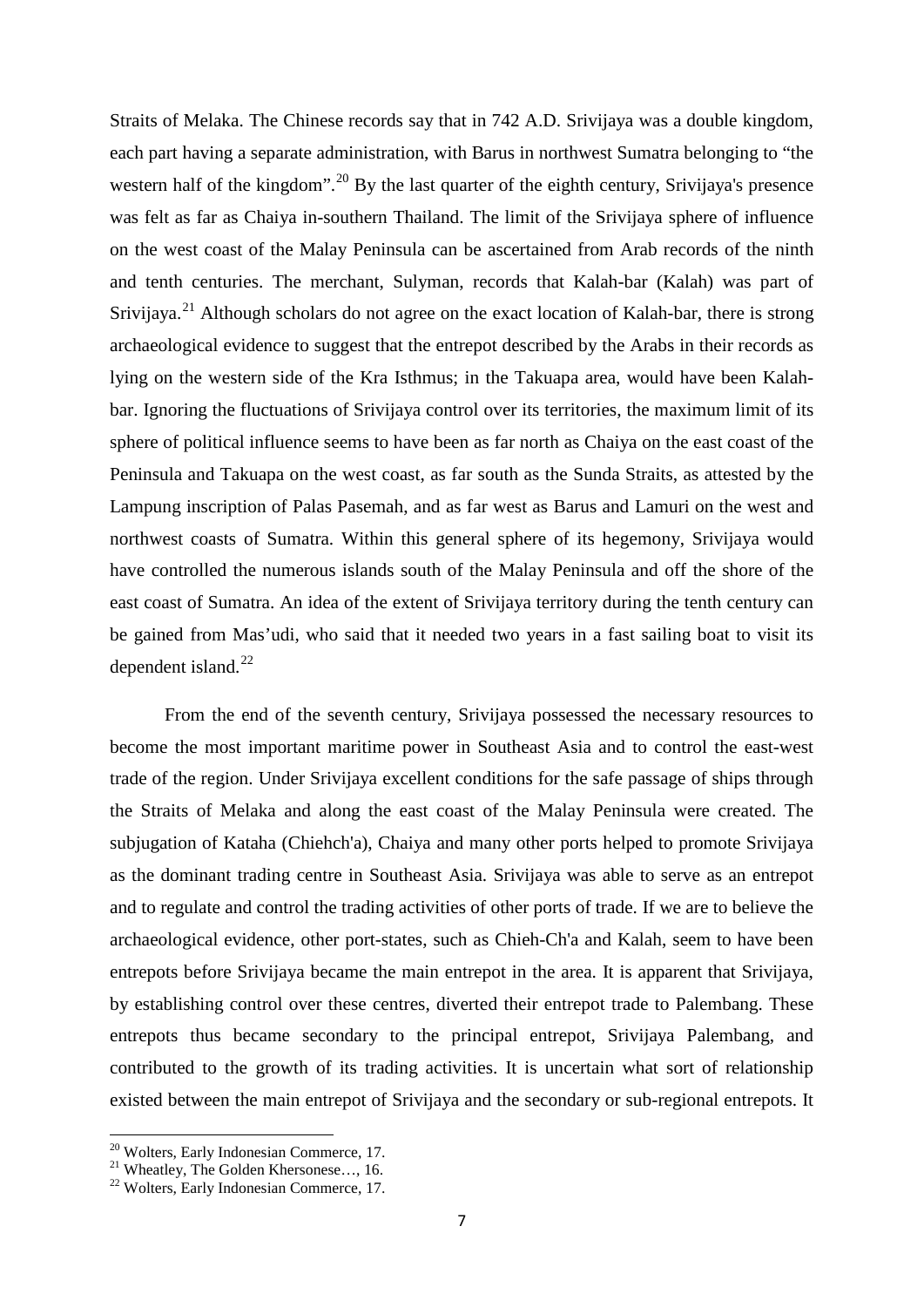Straits of Melaka. The Chinese records say that in 742 A.D. Srivijaya was a double kingdom, each part having a separate administration, with Barus in northwest Sumatra belonging to "the western half of the kingdom".[20] By the last quarter of the eighth century, Srivijaya's presence was felt as far as Chaiya in-southern Thailand. The limit of the Srivijaya sphere of influence on the west coast of the Malay Peninsula can be ascertained from Arab records of the ninth and tenth centuries. The merchant, Sulyman, records that Kalah-bar (Kalah) was part of Srivijaya.[21] Although scholars do not agree on the exact location of Kalah-bar, there is strong archaeological evidence to suggest that the entrepot described by the Arabs in their records as lying on the western side of the Kra Isthmus; in the Takuapa area, would have been Kalah-bar. Ignoring the fluctuations of Srivijaya control over its territories, the maximum limit of its sphere of political influence seems to have been as far north as Chaiya on the east coast of the Peninsula and Takuapa on the west coast, as far south as the Sunda Straits, as attested by the Lampung inscription of Palas Pasemah, and as far west as Barus and Lamuri on the west and northwest coasts of Sumatra. Within this general sphere of its hegemony, Srivijaya would have controlled the numerous islands south of the Malay Peninsula and off the shore of the east coast of Sumatra. An idea of the extent of Srivijaya territory during the tenth century can be gained from Mas'udi, who said that it needed two years in a fast sailing boat to visit its dependent island.[22]

From the end of the seventh century, Srivijaya possessed the necessary resources to become the most important maritime power in Southeast Asia and to control the east-west trade of the region. Under Srivijaya excellent conditions for the safe passage of ships through the Straits of Melaka and along the east coast of the Malay Peninsula were created. The subjugation of Kataha (Chiehch'a), Chaiya and many other ports helped to promote Srivijaya as the dominant trading centre in Southeast Asia. Srivijaya was able to serve as an entrepot and to regulate and control the trading activities of other ports of trade. If we are to believe the archaeological evidence, other port-states, such as Chieh-Ch'a and Kalah, seem to have been entrepots before Srivijaya became the main entrepot in the area. It is apparent that Srivijaya, by establishing control over these centres, diverted their entrepot trade to Palembang. These entrepots thus became secondary to the principal entrepot, Srivijaya Palembang, and contributed to the growth of its trading activities. It is uncertain what sort of relationship existed between the main entrepot of Srivijaya and the secondary or sub-regional entrepots. It

[20] Wolters, Early Indonesian Commerce, 17.

[21] Wheatley, The Golden Khersonese…, 16.

[22] Wolters, Early Indonesian Commerce, 17.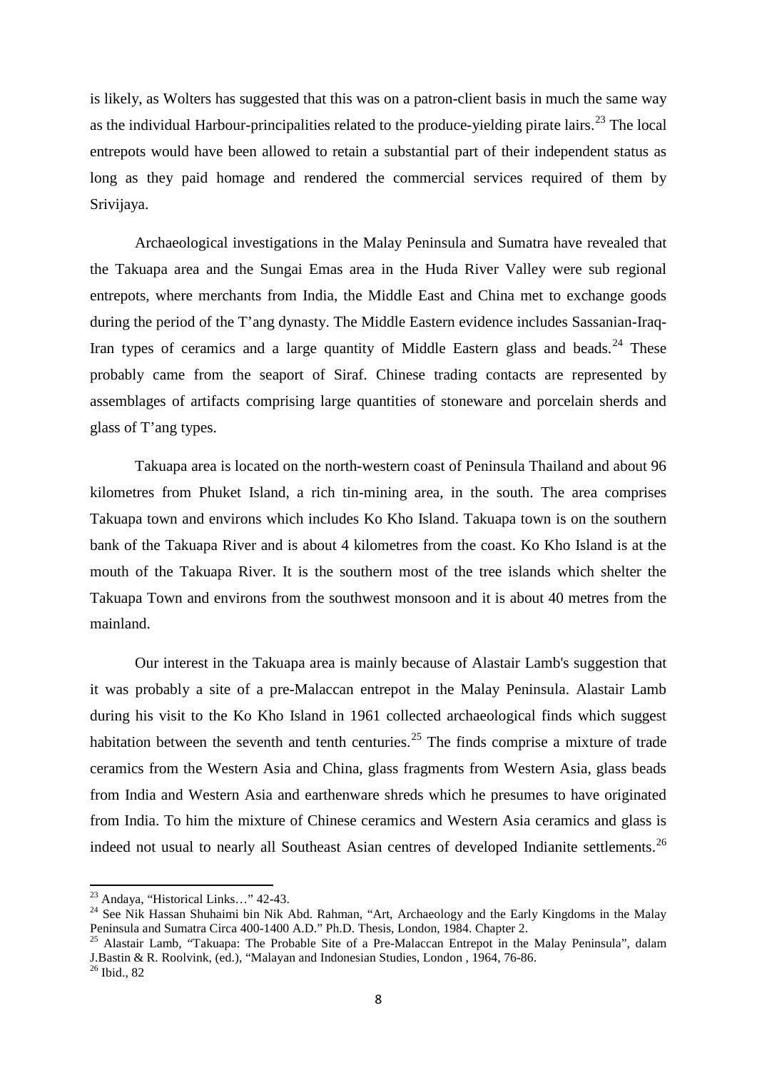is likely, as Wolters has suggested that this was on a patron-client basis in much the same way as the individual Harbour-principalities related to the produce-yielding pirate lairs.[23] The local entrepots would have been allowed to retain a substantial part of their independent status as long as they paid homage and rendered the commercial services required of them by Srivijaya.

Archaeological investigations in the Malay Peninsula and Sumatra have revealed that the Takuapa area and the Sungai Emas area in the Huda River Valley were sub regional entrepots, where merchants from India, the Middle East and China met to exchange goods during the period of the T'ang dynasty. The Middle Eastern evidence includes Sassanian-Iraq-Iran types of ceramics and a large quantity of Middle Eastern glass and beads.[24] These probably came from the seaport of Siraf. Chinese trading contacts are represented by assemblages of artifacts comprising large quantities of stoneware and porcelain sherds and glass of T'ang types.

Takuapa area is located on the north-western coast of Peninsula Thailand and about 96 kilometres from Phuket Island, a rich tin-mining area, in the south. The area comprises Takuapa town and environs which includes Ko Kho Island. Takuapa town is on the southern bank of the Takuapa River and is about 4 kilometres from the coast. Ko Kho Island is at the mouth of the Takuapa River. It is the southern most of the tree islands which shelter the Takuapa Town and environs from the southwest monsoon and it is about 40 metres from the mainland.

Our interest in the Takuapa area is mainly because of Alastair Lamb's suggestion that it was probably a site of a pre-Malaccan entrepot in the Malay Peninsula. Alastair Lamb during his visit to the Ko Kho Island in 1961 collected archaeological finds which suggest habitation between the seventh and tenth centuries.[25] The finds comprise a mixture of trade ceramics from the Western Asia and China, glass fragments from Western Asia, glass beads from India and Western Asia and earthenware shreds which he presumes to have originated from India. To him the mixture of Chinese ceramics and Western Asia ceramics and glass is indeed not usual to nearly all Southeast Asian centres of developed Indianite settlements.[26]

---

[23] Andaya, "Historical Links…" 42-43.

[24] See Nik Hassan Shuhaimi bin Nik Abd. Rahman, "Art, Archaeology and the Early Kingdoms in the Malay Peninsula and Sumatra Circa 400-1400 A.D." Ph.D. Thesis, London, 1984. Chapter 2.

[25] Alastair Lamb, "Takuapa: The Probable Site of a Pre-Malaccan Entrepot in the Malay Peninsula", dalam J.Bastin & R. Roolvink, (ed.), "Malayan and Indonesian Studies, London , 1964, 76-86.

[26] Ibid., 82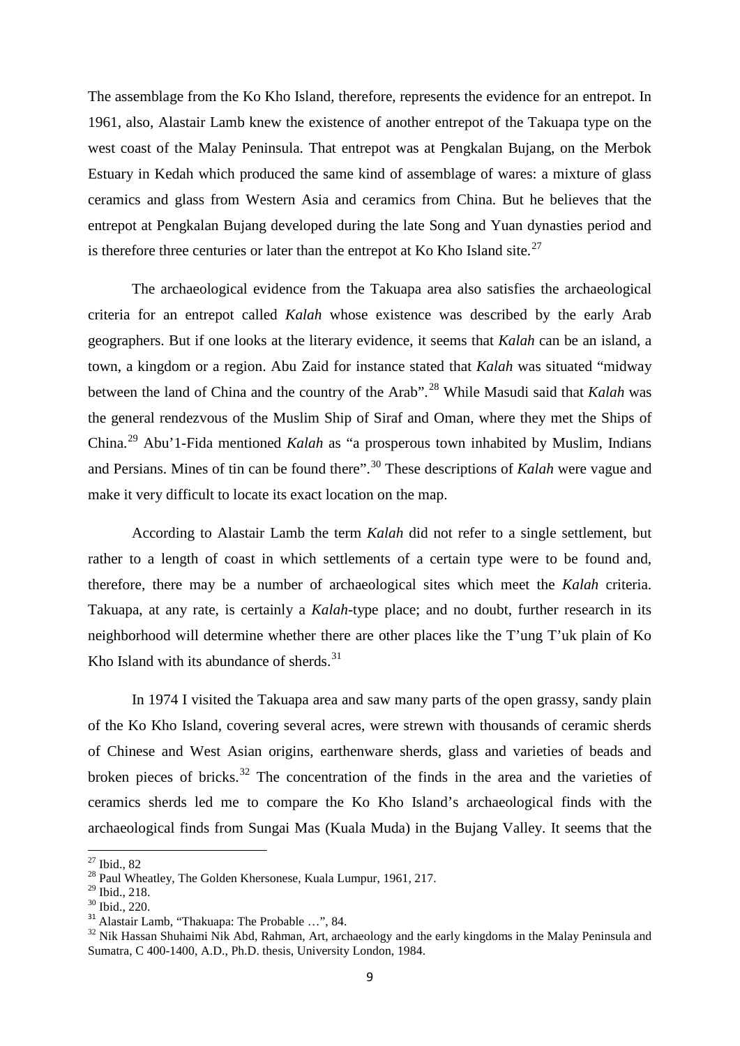The assemblage from the Ko Kho Island, therefore, represents the evidence for an entrepot. In 1961, also, Alastair Lamb knew the existence of another entrepot of the Takuapa type on the west coast of the Malay Peninsula. That entrepot was at Pengkalan Bujang, on the Merbok Estuary in Kedah which produced the same kind of assemblage of wares: a mixture of glass ceramics and glass from Western Asia and ceramics from China. But he believes that the entrepot at Pengkalan Bujang developed during the late Song and Yuan dynasties period and is therefore three centuries or later than the entrepot at Ko Kho Island site.[27]

The archaeological evidence from the Takuapa area also satisfies the archaeological criteria for an entrepot called *Kalah* whose existence was described by the early Arab geographers. But if one looks at the literary evidence, it seems that *Kalah* can be an island, a town, a kingdom or a region. Abu Zaid for instance stated that *Kalah* was situated "midway between the land of China and the country of the Arab".[28] While Masudi said that *Kalah* was the general rendezvous of the Muslim Ship of Siraf and Oman, where they met the Ships of China.[29] Abu'1-Fida mentioned *Kalah* as "a prosperous town inhabited by Muslim, Indians and Persians. Mines of tin can be found there".[30] These descriptions of *Kalah* were vague and make it very difficult to locate its exact location on the map.

According to Alastair Lamb the term *Kalah* did not refer to a single settlement, but rather to a length of coast in which settlements of a certain type were to be found and, therefore, there may be a number of archaeological sites which meet the *Kalah* criteria. Takuapa, at any rate, is certainly a *Kalah*-type place; and no doubt, further research in its neighborhood will determine whether there are other places like the T'ung T'uk plain of Ko Kho Island with its abundance of sherds.[31]

In 1974 I visited the Takuapa area and saw many parts of the open grassy, sandy plain of the Ko Kho Island, covering several acres, were strewn with thousands of ceramic sherds of Chinese and West Asian origins, earthenware sherds, glass and varieties of beads and broken pieces of bricks.[32] The concentration of the finds in the area and the varieties of ceramics sherds led me to compare the Ko Kho Island's archaeological finds with the archaeological finds from Sungai Mas (Kuala Muda) in the Bujang Valley. It seems that the

---

[27] Ibid., 82

[28] Paul Wheatley, The Golden Khersonese, Kuala Lumpur, 1961, 217.

[29] Ibid., 218.

[30] Ibid., 220.

[31] Alastair Lamb, "Thakuapa: The Probable …", 84.

[32] Nik Hassan Shuhaimi Nik Abd, Rahman, Art, archaeology and the early kingdoms in the Malay Peninsula and Sumatra, C 400-1400, A.D., Ph.D. thesis, University London, 1984.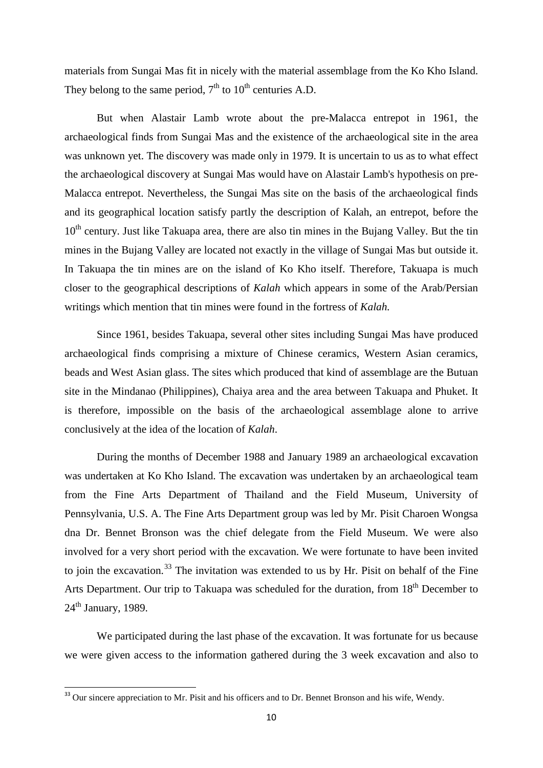materials from Sungai Mas fit in nicely with the material assemblage from the Ko Kho Island. They belong to the same period, 7th to 10th centuries A.D.

But when Alastair Lamb wrote about the pre-Malacca entrepot in 1961, the archaeological finds from Sungai Mas and the existence of the archaeological site in the area was unknown yet. The discovery was made only in 1979. It is uncertain to us as to what effect the archaeological discovery at Sungai Mas would have on Alastair Lamb's hypothesis on pre-Malacca entrepot. Nevertheless, the Sungai Mas site on the basis of the archaeological finds and its geographical location satisfy partly the description of Kalah, an entrepot, before the 10th century. Just like Takuapa area, there are also tin mines in the Bujang Valley. But the tin mines in the Bujang Valley are located not exactly in the village of Sungai Mas but outside it. In Takuapa the tin mines are on the island of Ko Kho itself. Therefore, Takuapa is much closer to the geographical descriptions of *Kalah* which appears in some of the Arab/Persian writings which mention that tin mines were found in the fortress of *Kalah.*

Since 1961, besides Takuapa, several other sites including Sungai Mas have produced archaeological finds comprising a mixture of Chinese ceramics, Western Asian ceramics, beads and West Asian glass. The sites which produced that kind of assemblage are the Butuan site in the Mindanao (Philippines), Chaiya area and the area between Takuapa and Phuket. It is therefore, impossible on the basis of the archaeological assemblage alone to arrive conclusively at the idea of the location of *Kalah*.

During the months of December 1988 and January 1989 an archaeological excavation was undertaken at Ko Kho Island. The excavation was undertaken by an archaeological team from the Fine Arts Department of Thailand and the Field Museum, University of Pennsylvania, U.S. A. The Fine Arts Department group was led by Mr. Pisit Charoen Wongsa dna Dr. Bennet Bronson was the chief delegate from the Field Museum. We were also involved for a very short period with the excavation. We were fortunate to have been invited to join the excavation.[33] The invitation was extended to us by Hr. Pisit on behalf of the Fine Arts Department. Our trip to Takuapa was scheduled for the duration, from 18th December to 24th January, 1989.

We participated during the last phase of the excavation. It was fortunate for us because we were given access to the information gathered during the 3 week excavation and also to

[33] Our sincere appreciation to Mr. Pisit and his officers and to Dr. Bennet Bronson and his wife, Wendy.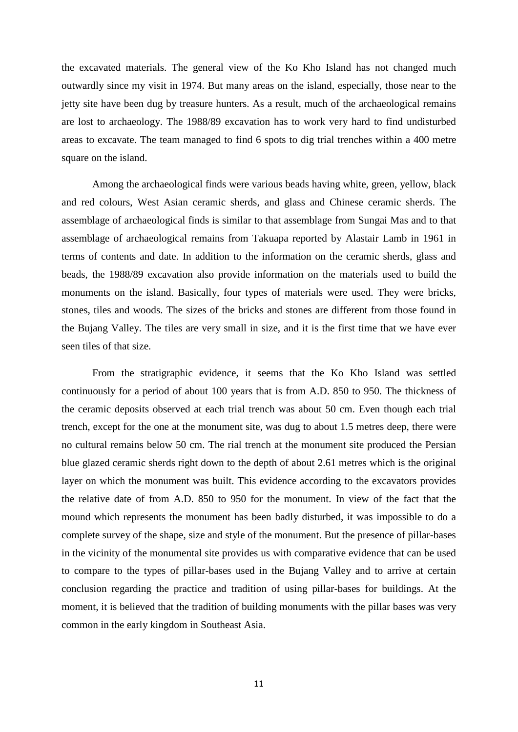the excavated materials. The general view of the Ko Kho Island has not changed much outwardly since my visit in 1974. But many areas on the island, especially, those near to the jetty site have been dug by treasure hunters. As a result, much of the archaeological remains are lost to archaeology. The 1988/89 excavation has to work very hard to find undisturbed areas to excavate. The team managed to find 6 spots to dig trial trenches within a 400 metre square on the island.

Among the archaeological finds were various beads having white, green, yellow, black and red colours, West Asian ceramic sherds, and glass and Chinese ceramic sherds. The assemblage of archaeological finds is similar to that assemblage from Sungai Mas and to that assemblage of archaeological remains from Takuapa reported by Alastair Lamb in 1961 in terms of contents and date. In addition to the information on the ceramic sherds, glass and beads, the 1988/89 excavation also provide information on the materials used to build the monuments on the island. Basically, four types of materials were used. They were bricks, stones, tiles and woods. The sizes of the bricks and stones are different from those found in the Bujang Valley. The tiles are very small in size, and it is the first time that we have ever seen tiles of that size.

From the stratigraphic evidence, it seems that the Ko Kho Island was settled continuously for a period of about 100 years that is from A.D. 850 to 950. The thickness of the ceramic deposits observed at each trial trench was about 50 cm. Even though each trial trench, except for the one at the monument site, was dug to about 1.5 metres deep, there were no cultural remains below 50 cm. The rial trench at the monument site produced the Persian blue glazed ceramic sherds right down to the depth of about 2.61 metres which is the original layer on which the monument was built. This evidence according to the excavators provides the relative date of from A.D. 850 to 950 for the monument. In view of the fact that the mound which represents the monument has been badly disturbed, it was impossible to do a complete survey of the shape, size and style of the monument. But the presence of pillar-bases in the vicinity of the monumental site provides us with comparative evidence that can be used to compare to the types of pillar-bases used in the Bujang Valley and to arrive at certain conclusion regarding the practice and tradition of using pillar-bases for buildings. At the moment, it is believed that the tradition of building monuments with the pillar bases was very common in the early kingdom in Southeast Asia.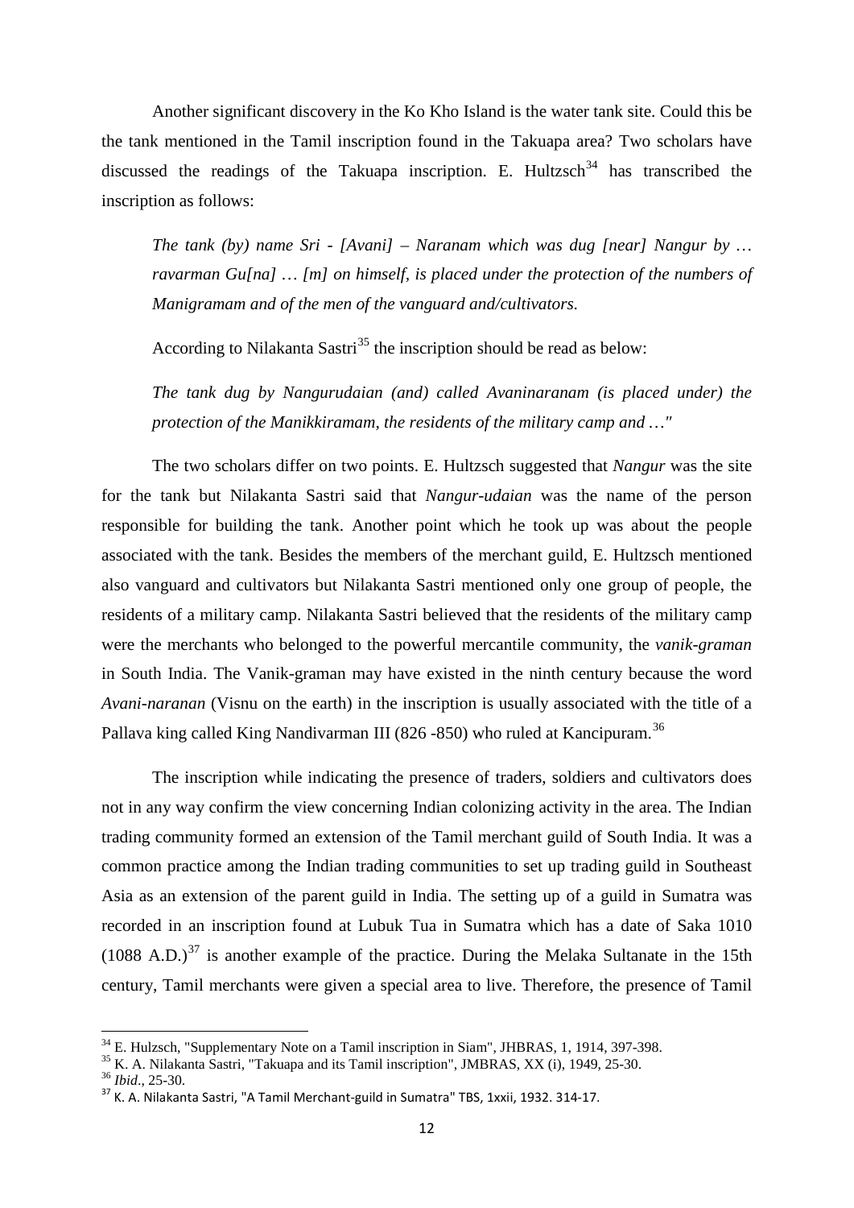Another significant discovery in the Ko Kho Island is the water tank site. Could this be the tank mentioned in the Tamil inscription found in the Takuapa area? Two scholars have discussed the readings of the Takuapa inscription. E. Hultzsch[34] has transcribed the inscription as follows:

> *The tank (by) name Sri - [Avani] – Naranam which was dug [near] Nangur by … ravarman Gu[na] … [m] on himself, is placed under the protection of the numbers of Manigramam and of the men of the vanguard and/cultivators.*

According to Nilakanta Sastri[35] the inscription should be read as below:

> *The tank dug by Nangurudaian (and) called Avaninaranam (is placed under) the protection of the Manikkiramam, the residents of the military camp and …"*

The two scholars differ on two points. E. Hultzsch suggested that *Nangur* was the site for the tank but Nilakanta Sastri said that *Nangur-udaian* was the name of the person responsible for building the tank. Another point which he took up was about the people associated with the tank. Besides the members of the merchant guild, E. Hultzsch mentioned also vanguard and cultivators but Nilakanta Sastri mentioned only one group of people, the residents of a military camp. Nilakanta Sastri believed that the residents of the military camp were the merchants who belonged to the powerful mercantile community, the *vanik-graman* in South India. The Vanik-graman may have existed in the ninth century because the word *Avani-naranan* (Visnu on the earth) in the inscription is usually associated with the title of a Pallava king called King Nandivarman III (826 -850) who ruled at Kancipuram.[36]

The inscription while indicating the presence of traders, soldiers and cultivators does not in any way confirm the view concerning Indian colonizing activity in the area. The Indian trading community formed an extension of the Tamil merchant guild of South India. It was a common practice among the Indian trading communities to set up trading guild in Southeast Asia as an extension of the parent guild in India. The setting up of a guild in Sumatra was recorded in an inscription found at Lubuk Tua in Sumatra which has a date of Saka 1010 (1088 A.D.)[37] is another example of the practice. During the Melaka Sultanate in the 15th century, Tamil merchants were given a special area to live. Therefore, the presence of Tamil

---

[34] E. Hulzsch, "Supplementary Note on a Tamil inscription in Siam", JHBRAS, 1, 1914, 397-398.

[35] K. A. Nilakanta Sastri, "Takuapa and its Tamil inscription", JMBRAS, XX (i), 1949, 25-30.

[36] *Ibid*., 25-30.

[37] K. A. Nilakanta Sastri, "A Tamil Merchant-guild in Sumatra" TBS, 1xxii, 1932. 314-17.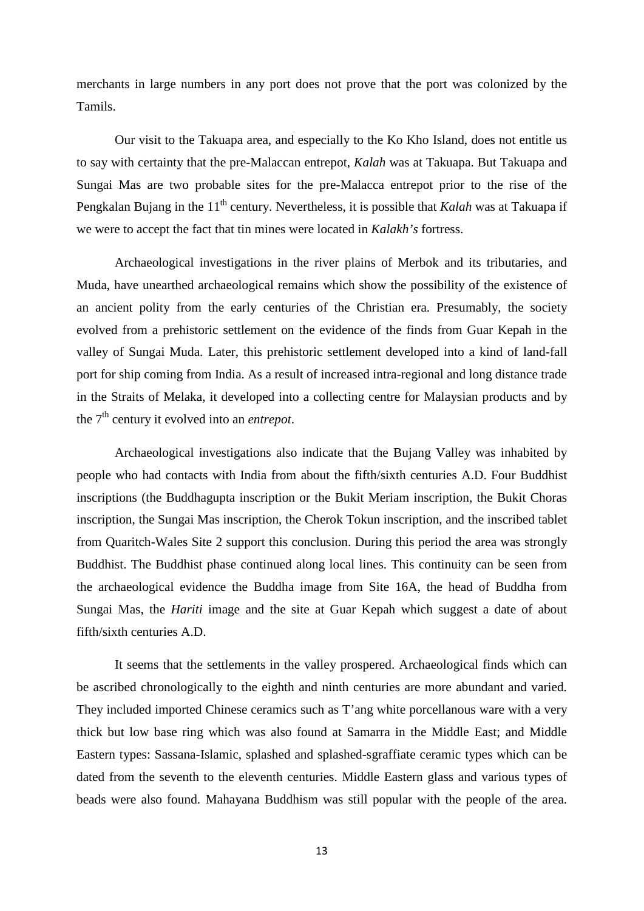merchants in large numbers in any port does not prove that the port was colonized by the Tamils.

Our visit to the Takuapa area, and especially to the Ko Kho Island, does not entitle us to say with certainty that the pre-Malaccan entrepot, *Kalah* was at Takuapa. But Takuapa and Sungai Mas are two probable sites for the pre-Malacca entrepot prior to the rise of the Pengkalan Bujang in the 11th century. Nevertheless, it is possible that *Kalah* was at Takuapa if we were to accept the fact that tin mines were located in *Kalakh's* fortress.

Archaeological investigations in the river plains of Merbok and its tributaries, and Muda, have unearthed archaeological remains which show the possibility of the existence of an ancient polity from the early centuries of the Christian era. Presumably, the society evolved from a prehistoric settlement on the evidence of the finds from Guar Kepah in the valley of Sungai Muda. Later, this prehistoric settlement developed into a kind of land-fall port for ship coming from India. As a result of increased intra-regional and long distance trade in the Straits of Melaka, it developed into a collecting centre for Malaysian products and by the 7th century it evolved into an *entrepot*.

Archaeological investigations also indicate that the Bujang Valley was inhabited by people who had contacts with India from about the fifth/sixth centuries A.D. Four Buddhist inscriptions (the Buddhagupta inscription or the Bukit Meriam inscription, the Bukit Choras inscription, the Sungai Mas inscription, the Cherok Tokun inscription, and the inscribed tablet from Quaritch-Wales Site 2 support this conclusion. During this period the area was strongly Buddhist. The Buddhist phase continued along local lines. This continuity can be seen from the archaeological evidence the Buddha image from Site 16A, the head of Buddha from Sungai Mas, the *Hariti* image and the site at Guar Kepah which suggest a date of about fifth/sixth centuries A.D.

It seems that the settlements in the valley prospered. Archaeological finds which can be ascribed chronologically to the eighth and ninth centuries are more abundant and varied. They included imported Chinese ceramics such as T'ang white porcellanous ware with a very thick but low base ring which was also found at Samarra in the Middle East; and Middle Eastern types: Sassana-Islamic, splashed and splashed-sgraffiate ceramic types which can be dated from the seventh to the eleventh centuries. Middle Eastern glass and various types of beads were also found. Mahayana Buddhism was still popular with the people of the area.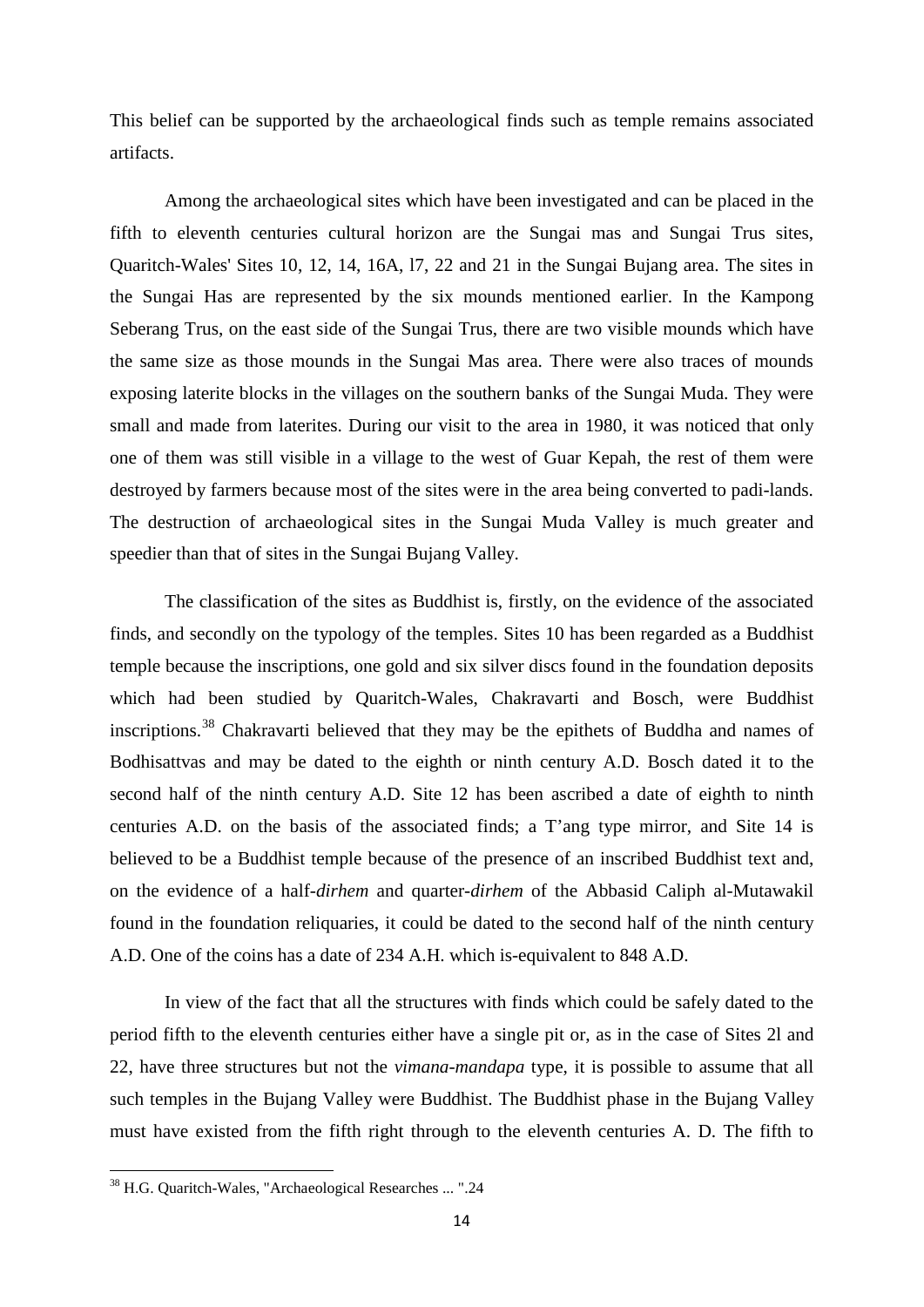This belief can be supported by the archaeological finds such as temple remains associated artifacts.

Among the archaeological sites which have been investigated and can be placed in the fifth to eleventh centuries cultural horizon are the Sungai mas and Sungai Trus sites, Quaritch-Wales' Sites 10, 12, 14, 16A, l7, 22 and 21 in the Sungai Bujang area. The sites in the Sungai Has are represented by the six mounds mentioned earlier. In the Kampong Seberang Trus, on the east side of the Sungai Trus, there are two visible mounds which have the same size as those mounds in the Sungai Mas area. There were also traces of mounds exposing laterite blocks in the villages on the southern banks of the Sungai Muda. They were small and made from laterites. During our visit to the area in 1980, it was noticed that only one of them was still visible in a village to the west of Guar Kepah, the rest of them were destroyed by farmers because most of the sites were in the area being converted to padi-lands. The destruction of archaeological sites in the Sungai Muda Valley is much greater and speedier than that of sites in the Sungai Bujang Valley.

The classification of the sites as Buddhist is, firstly, on the evidence of the associated finds, and secondly on the typology of the temples. Sites 10 has been regarded as a Buddhist temple because the inscriptions, one gold and six silver discs found in the foundation deposits which had been studied by Quaritch-Wales, Chakravarti and Bosch, were Buddhist inscriptions.[38] Chakravarti believed that they may be the epithets of Buddha and names of Bodhisattvas and may be dated to the eighth or ninth century A.D. Bosch dated it to the second half of the ninth century A.D. Site 12 has been ascribed a date of eighth to ninth centuries A.D. on the basis of the associated finds; a T'ang type mirror, and Site 14 is believed to be a Buddhist temple because of the presence of an inscribed Buddhist text and, on the evidence of a half-*dirhem* and quarter-*dirhem* of the Abbasid Caliph al-Mutawakil found in the foundation reliquaries, it could be dated to the second half of the ninth century A.D. One of the coins has a date of 234 A.H. which is-equivalent to 848 A.D.

In view of the fact that all the structures with finds which could be safely dated to the period fifth to the eleventh centuries either have a single pit or, as in the case of Sites 2l and 22, have three structures but not the *vimana-mandapa* type, it is possible to assume that all such temples in the Bujang Valley were Buddhist. The Buddhist phase in the Bujang Valley must have existed from the fifth right through to the eleventh centuries A. D. The fifth to

[38] H.G. Quaritch-Wales, "Archaeological Researches ... ".24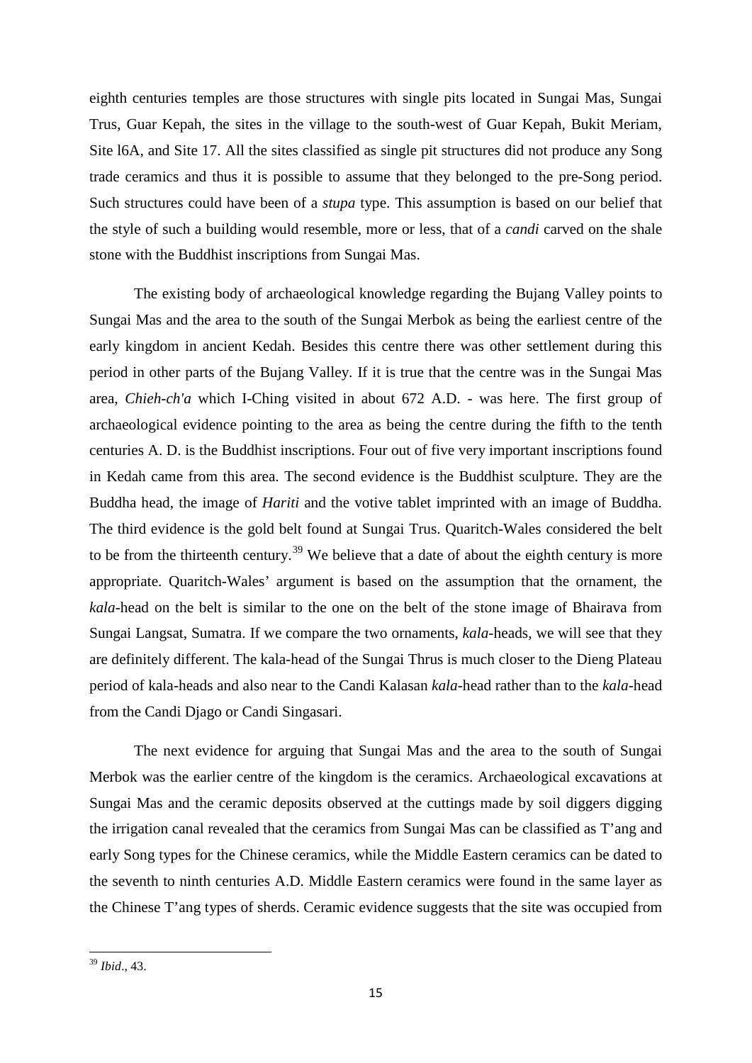eighth centuries temples are those structures with single pits located in Sungai Mas, Sungai Trus, Guar Kepah, the sites in the village to the south-west of Guar Kepah, Bukit Meriam, Site l6A, and Site 17. All the sites classified as single pit structures did not produce any Song trade ceramics and thus it is possible to assume that they belonged to the pre-Song period. Such structures could have been of a *stupa* type. This assumption is based on our belief that the style of such a building would resemble, more or less, that of a *candi* carved on the shale stone with the Buddhist inscriptions from Sungai Mas.

The existing body of archaeological knowledge regarding the Bujang Valley points to Sungai Mas and the area to the south of the Sungai Merbok as being the earliest centre of the early kingdom in ancient Kedah. Besides this centre there was other settlement during this period in other parts of the Bujang Valley. If it is true that the centre was in the Sungai Mas area, *Chieh-ch'a* which I-Ching visited in about 672 A.D. - was here. The first group of archaeological evidence pointing to the area as being the centre during the fifth to the tenth centuries A. D. is the Buddhist inscriptions. Four out of five very important inscriptions found in Kedah came from this area. The second evidence is the Buddhist sculpture. They are the Buddha head, the image of *Hariti* and the votive tablet imprinted with an image of Buddha. The third evidence is the gold belt found at Sungai Trus. Quaritch-Wales considered the belt to be from the thirteenth century.[39] We believe that a date of about the eighth century is more appropriate. Quaritch-Wales' argument is based on the assumption that the ornament, the *kala*-head on the belt is similar to the one on the belt of the stone image of Bhairava from Sungai Langsat, Sumatra. If we compare the two ornaments, *kala*-heads, we will see that they are definitely different. The kala-head of the Sungai Thrus is much closer to the Dieng Plateau period of kala-heads and also near to the Candi Kalasan *kala*-head rather than to the *kala*-head from the Candi Djago or Candi Singasari.

The next evidence for arguing that Sungai Mas and the area to the south of Sungai Merbok was the earlier centre of the kingdom is the ceramics. Archaeological excavations at Sungai Mas and the ceramic deposits observed at the cuttings made by soil diggers digging the irrigation canal revealed that the ceramics from Sungai Mas can be classified as T'ang and early Song types for the Chinese ceramics, while the Middle Eastern ceramics can be dated to the seventh to ninth centuries A.D. Middle Eastern ceramics were found in the same layer as the Chinese T'ang types of sherds. Ceramic evidence suggests that the site was occupied from

[39] *Ibid*., 43.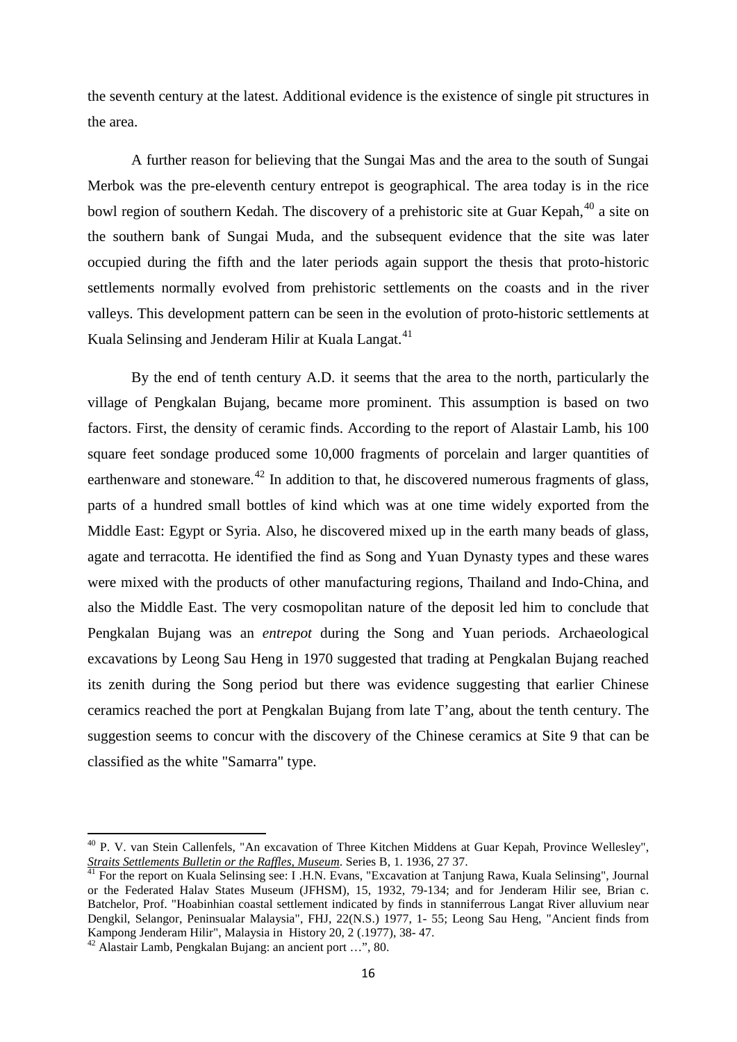the seventh century at the latest. Additional evidence is the existence of single pit structures in the area.

A further reason for believing that the Sungai Mas and the area to the south of Sungai Merbok was the pre-eleventh century entrepot is geographical. The area today is in the rice bowl region of southern Kedah. The discovery of a prehistoric site at Guar Kepah,[40] a site on the southern bank of Sungai Muda, and the subsequent evidence that the site was later occupied during the fifth and the later periods again support the thesis that proto-historic settlements normally evolved from prehistoric settlements on the coasts and in the river valleys. This development pattern can be seen in the evolution of proto-historic settlements at Kuala Selinsing and Jenderam Hilir at Kuala Langat.[41]

By the end of tenth century A.D. it seems that the area to the north, particularly the village of Pengkalan Bujang, became more prominent. This assumption is based on two factors. First, the density of ceramic finds. According to the report of Alastair Lamb, his 100 square feet sondage produced some 10,000 fragments of porcelain and larger quantities of earthenware and stoneware.[42] In addition to that, he discovered numerous fragments of glass, parts of a hundred small bottles of kind which was at one time widely exported from the Middle East: Egypt or Syria. Also, he discovered mixed up in the earth many beads of glass, agate and terracotta. He identified the find as Song and Yuan Dynasty types and these wares were mixed with the products of other manufacturing regions, Thailand and Indo-China, and also the Middle East. The very cosmopolitan nature of the deposit led him to conclude that Pengkalan Bujang was an *entrepot* during the Song and Yuan periods. Archaeological excavations by Leong Sau Heng in 1970 suggested that trading at Pengkalan Bujang reached its zenith during the Song period but there was evidence suggesting that earlier Chinese ceramics reached the port at Pengkalan Bujang from late T'ang, about the tenth century. The suggestion seems to concur with the discovery of the Chinese ceramics at Site 9 that can be classified as the white "Samarra" type.

---

[40] P. V. van Stein Callenfels, "An excavation of Three Kitchen Middens at Guar Kepah, Province Wellesley", *Straits Settlements Bulletin or the Raffles, Museum*. Series B, 1. 1936, 27 37.

[41] For the report on Kuala Selinsing see: I .H.N. Evans, "Excavation at Tanjung Rawa, Kuala Selinsing", Journal or the Federated Halav States Museum (JFHSM), 15, 1932, 79-134; and for Jenderam Hilir see, Brian c. Batchelor, Prof. "Hoabinhian coastal settlement indicated by finds in stanniferrous Langat River alluvium near Dengkil, Selangor, Peninsualar Malaysia", FHJ, 22(N.S.) 1977, 1- 55; Leong Sau Heng, "Ancient finds from Kampong Jenderam Hilir", Malaysia in History 20, 2 (.1977), 38- 47.

[42] Alastair Lamb, Pengkalan Bujang: an ancient port …", 80.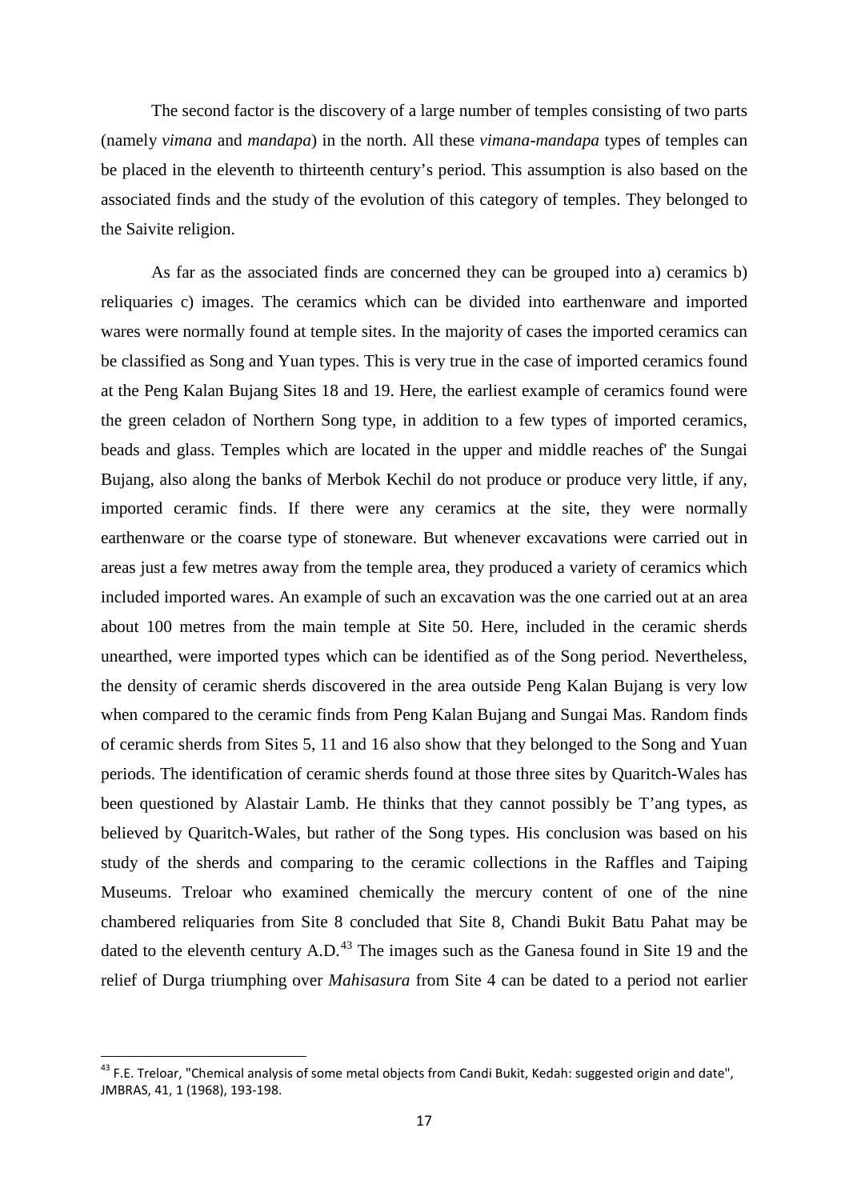The second factor is the discovery of a large number of temples consisting of two parts (namely *vimana* and *mandapa*) in the north. All these *vimana-mandapa* types of temples can be placed in the eleventh to thirteenth century's period. This assumption is also based on the associated finds and the study of the evolution of this category of temples. They belonged to the Saivite religion.

As far as the associated finds are concerned they can be grouped into a) ceramics b) reliquaries c) images. The ceramics which can be divided into earthenware and imported wares were normally found at temple sites. In the majority of cases the imported ceramics can be classified as Song and Yuan types. This is very true in the case of imported ceramics found at the Peng Kalan Bujang Sites 18 and 19. Here, the earliest example of ceramics found were the green celadon of Northern Song type, in addition to a few types of imported ceramics, beads and glass. Temples which are located in the upper and middle reaches of' the Sungai Bujang, also along the banks of Merbok Kechil do not produce or produce very little, if any, imported ceramic finds. If there were any ceramics at the site, they were normally earthenware or the coarse type of stoneware. But whenever excavations were carried out in areas just a few metres away from the temple area, they produced a variety of ceramics which included imported wares. An example of such an excavation was the one carried out at an area about 100 metres from the main temple at Site 50. Here, included in the ceramic sherds unearthed, were imported types which can be identified as of the Song period. Nevertheless, the density of ceramic sherds discovered in the area outside Peng Kalan Bujang is very low when compared to the ceramic finds from Peng Kalan Bujang and Sungai Mas. Random finds of ceramic sherds from Sites 5, 11 and 16 also show that they belonged to the Song and Yuan periods. The identification of ceramic sherds found at those three sites by Quaritch-Wales has been questioned by Alastair Lamb. He thinks that they cannot possibly be T'ang types, as believed by Quaritch-Wales, but rather of the Song types. His conclusion was based on his study of the sherds and comparing to the ceramic collections in the Raffles and Taiping Museums. Treloar who examined chemically the mercury content of one of the nine chambered reliquaries from Site 8 concluded that Site 8, Chandi Bukit Batu Pahat may be dated to the eleventh century A.D.[43] The images such as the Ganesa found in Site 19 and the relief of Durga triumphing over *Mahisasura* from Site 4 can be dated to a period not earlier

[43] F.E. Treloar, "Chemical analysis of some metal objects from Candi Bukit, Kedah: suggested origin and date", JMBRAS, 41, 1 (1968), 193-198.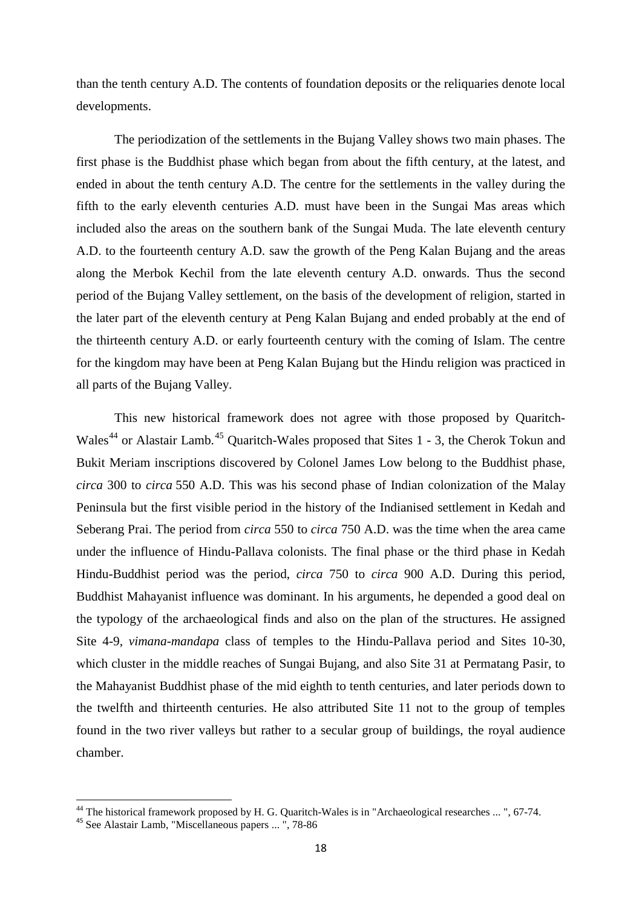than the tenth century A.D. The contents of foundation deposits or the reliquaries denote local developments.

The periodization of the settlements in the Bujang Valley shows two main phases. The first phase is the Buddhist phase which began from about the fifth century, at the latest, and ended in about the tenth century A.D. The centre for the settlements in the valley during the fifth to the early eleventh centuries A.D. must have been in the Sungai Mas areas which included also the areas on the southern bank of the Sungai Muda. The late eleventh century A.D. to the fourteenth century A.D. saw the growth of the Peng Kalan Bujang and the areas along the Merbok Kechil from the late eleventh century A.D. onwards. Thus the second period of the Bujang Valley settlement, on the basis of the development of religion, started in the later part of the eleventh century at Peng Kalan Bujang and ended probably at the end of the thirteenth century A.D. or early fourteenth century with the coming of Islam. The centre for the kingdom may have been at Peng Kalan Bujang but the Hindu religion was practiced in all parts of the Bujang Valley.

This new historical framework does not agree with those proposed by Quaritch-Wales[44] or Alastair Lamb.[45] Quaritch-Wales proposed that Sites 1 - 3, the Cherok Tokun and Bukit Meriam inscriptions discovered by Colonel James Low belong to the Buddhist phase, *circa* 300 to *circa* 550 A.D. This was his second phase of Indian colonization of the Malay Peninsula but the first visible period in the history of the Indianised settlement in Kedah and Seberang Prai. The period from *circa* 550 to *circa* 750 A.D. was the time when the area came under the influence of Hindu-Pallava colonists. The final phase or the third phase in Kedah Hindu-Buddhist period was the period, *circa* 750 to *circa* 900 A.D. During this period, Buddhist Mahayanist influence was dominant. In his arguments, he depended a good deal on the typology of the archaeological finds and also on the plan of the structures. He assigned Site 4-9, *vimana-mandapa* class of temples to the Hindu-Pallava period and Sites 10-30, which cluster in the middle reaches of Sungai Bujang, and also Site 31 at Permatang Pasir, to the Mahayanist Buddhist phase of the mid eighth to tenth centuries, and later periods down to the twelfth and thirteenth centuries. He also attributed Site 11 not to the group of temples found in the two river valleys but rather to a secular group of buildings, the royal audience chamber.

---

[44] The historical framework proposed by H. G. Quaritch-Wales is in "Archaeological researches ... ", 67-74.

[45] See Alastair Lamb, "Miscellaneous papers ... ", 78-86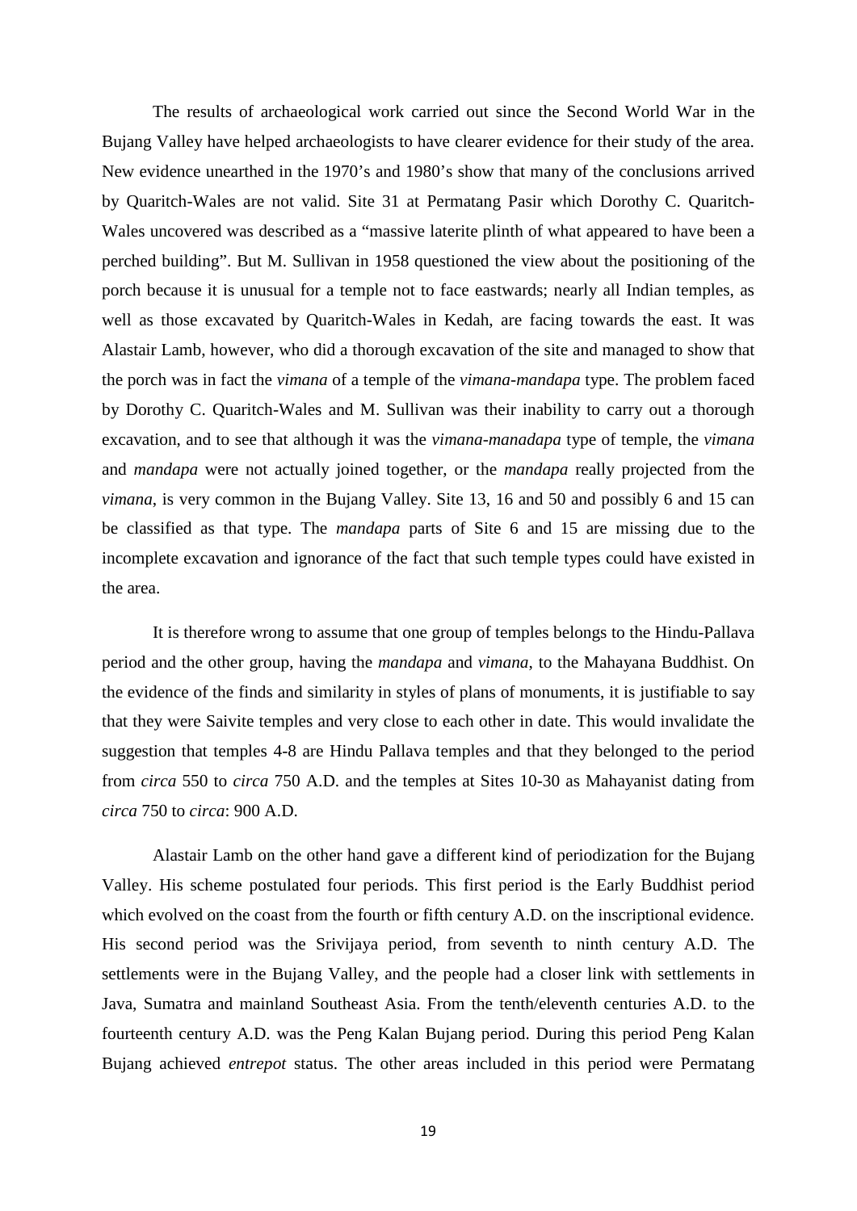The results of archaeological work carried out since the Second World War in the Bujang Valley have helped archaeologists to have clearer evidence for their study of the area. New evidence unearthed in the 1970's and 1980's show that many of the conclusions arrived by Quaritch-Wales are not valid. Site 31 at Permatang Pasir which Dorothy C. Quaritch-Wales uncovered was described as a "massive laterite plinth of what appeared to have been a perched building". But M. Sullivan in 1958 questioned the view about the positioning of the porch because it is unusual for a temple not to face eastwards; nearly all Indian temples, as well as those excavated by Quaritch-Wales in Kedah, are facing towards the east. It was Alastair Lamb, however, who did a thorough excavation of the site and managed to show that the porch was in fact the *vimana* of a temple of the *vimana-mandapa* type. The problem faced by Dorothy C. Quaritch-Wales and M. Sullivan was their inability to carry out a thorough excavation, and to see that although it was the *vimana-manadapa* type of temple, the *vimana* and *mandapa* were not actually joined together, or the *mandapa* really projected from the *vimana*, is very common in the Bujang Valley. Site 13, 16 and 50 and possibly 6 and 15 can be classified as that type. The *mandapa* parts of Site 6 and 15 are missing due to the incomplete excavation and ignorance of the fact that such temple types could have existed in the area.

It is therefore wrong to assume that one group of temples belongs to the Hindu-Pallava period and the other group, having the *mandapa* and *vimana*, to the Mahayana Buddhist. On the evidence of the finds and similarity in styles of plans of monuments, it is justifiable to say that they were Saivite temples and very close to each other in date. This would invalidate the suggestion that temples 4-8 are Hindu Pallava temples and that they belonged to the period from *circa* 550 to *circa* 750 A.D. and the temples at Sites 10-30 as Mahayanist dating from *circa* 750 to *circa*: 900 A.D.

Alastair Lamb on the other hand gave a different kind of periodization for the Bujang Valley. His scheme postulated four periods. This first period is the Early Buddhist period which evolved on the coast from the fourth or fifth century A.D. on the inscriptional evidence. His second period was the Srivijaya period, from seventh to ninth century A.D. The settlements were in the Bujang Valley, and the people had a closer link with settlements in Java, Sumatra and mainland Southeast Asia. From the tenth/eleventh centuries A.D. to the fourteenth century A.D. was the Peng Kalan Bujang period. During this period Peng Kalan Bujang achieved *entrepot* status. The other areas included in this period were Permatang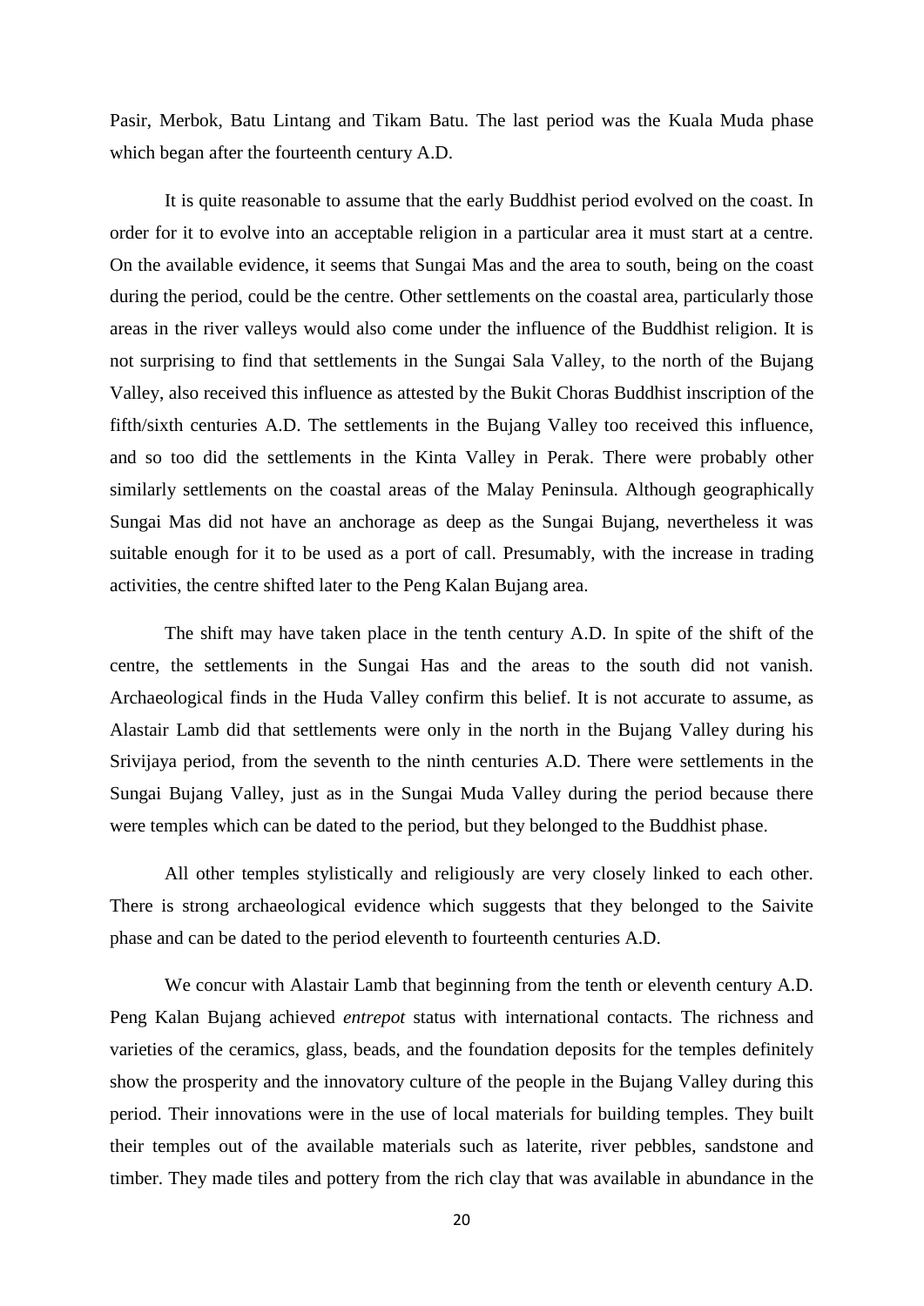Pasir, Merbok, Batu Lintang and Tikam Batu. The last period was the Kuala Muda phase which began after the fourteenth century A.D.

It is quite reasonable to assume that the early Buddhist period evolved on the coast. In order for it to evolve into an acceptable religion in a particular area it must start at a centre. On the available evidence, it seems that Sungai Mas and the area to south, being on the coast during the period, could be the centre. Other settlements on the coastal area, particularly those areas in the river valleys would also come under the influence of the Buddhist religion. It is not surprising to find that settlements in the Sungai Sala Valley, to the north of the Bujang Valley, also received this influence as attested by the Bukit Choras Buddhist inscription of the fifth/sixth centuries A.D. The settlements in the Bujang Valley too received this influence, and so too did the settlements in the Kinta Valley in Perak. There were probably other similarly settlements on the coastal areas of the Malay Peninsula. Although geographically Sungai Mas did not have an anchorage as deep as the Sungai Bujang, nevertheless it was suitable enough for it to be used as a port of call. Presumably, with the increase in trading activities, the centre shifted later to the Peng Kalan Bujang area.

The shift may have taken place in the tenth century A.D. In spite of the shift of the centre, the settlements in the Sungai Has and the areas to the south did not vanish. Archaeological finds in the Huda Valley confirm this belief. It is not accurate to assume, as Alastair Lamb did that settlements were only in the north in the Bujang Valley during his Srivijaya period, from the seventh to the ninth centuries A.D. There were settlements in the Sungai Bujang Valley, just as in the Sungai Muda Valley during the period because there were temples which can be dated to the period, but they belonged to the Buddhist phase.

All other temples stylistically and religiously are very closely linked to each other. There is strong archaeological evidence which suggests that they belonged to the Saivite phase and can be dated to the period eleventh to fourteenth centuries A.D.

We concur with Alastair Lamb that beginning from the tenth or eleventh century A.D. Peng Kalan Bujang achieved *entrepot* status with international contacts. The richness and varieties of the ceramics, glass, beads, and the foundation deposits for the temples definitely show the prosperity and the innovatory culture of the people in the Bujang Valley during this period. Their innovations were in the use of local materials for building temples. They built their temples out of the available materials such as laterite, river pebbles, sandstone and timber. They made tiles and pottery from the rich clay that was available in abundance in the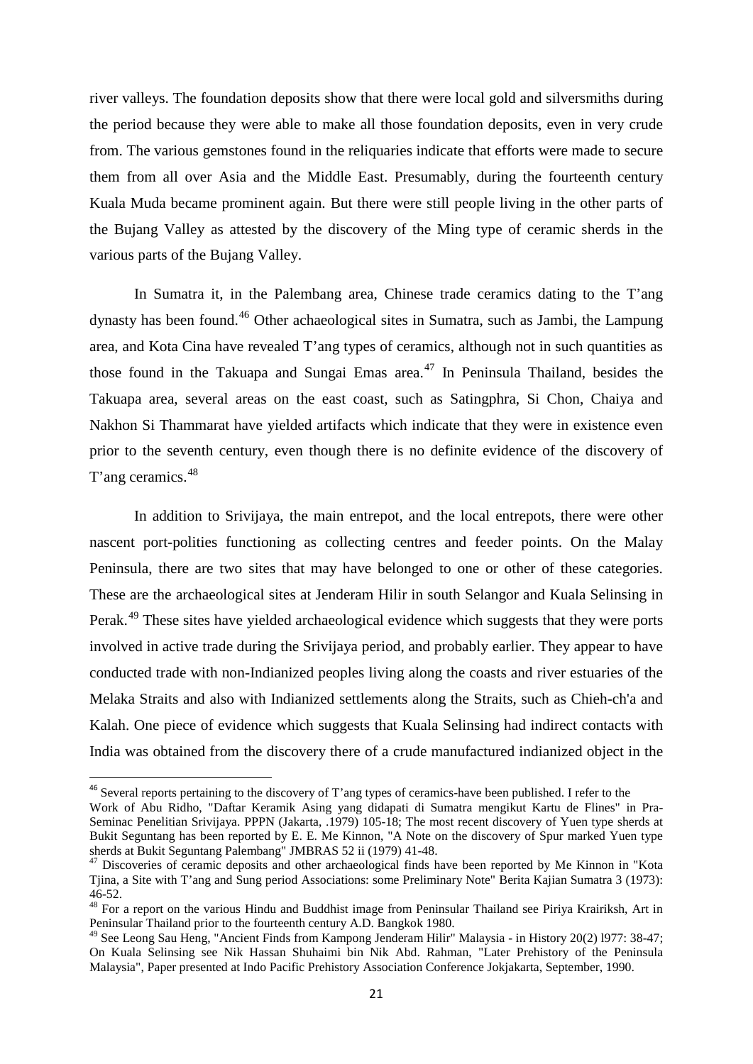river valleys. The foundation deposits show that there were local gold and silversmiths during the period because they were able to make all those foundation deposits, even in very crude from. The various gemstones found in the reliquaries indicate that efforts were made to secure them from all over Asia and the Middle East. Presumably, during the fourteenth century Kuala Muda became prominent again. But there were still people living in the other parts of the Bujang Valley as attested by the discovery of the Ming type of ceramic sherds in the various parts of the Bujang Valley.

In Sumatra it, in the Palembang area, Chinese trade ceramics dating to the T'ang dynasty has been found.[46] Other achaeological sites in Sumatra, such as Jambi, the Lampung area, and Kota Cina have revealed T'ang types of ceramics, although not in such quantities as those found in the Takuapa and Sungai Emas area.[47] In Peninsula Thailand, besides the Takuapa area, several areas on the east coast, such as Satingphra, Si Chon, Chaiya and Nakhon Si Thammarat have yielded artifacts which indicate that they were in existence even prior to the seventh century, even though there is no definite evidence of the discovery of T'ang ceramics.[48]

In addition to Srivijaya, the main entrepot, and the local entrepots, there were other nascent port-polities functioning as collecting centres and feeder points. On the Malay Peninsula, there are two sites that may have belonged to one or other of these categories. These are the archaeological sites at Jenderam Hilir in south Selangor and Kuala Selinsing in Perak.[49] These sites have yielded archaeological evidence which suggests that they were ports involved in active trade during the Srivijaya period, and probably earlier. They appear to have conducted trade with non-Indianized peoples living along the coasts and river estuaries of the Melaka Straits and also with Indianized settlements along the Straits, such as Chieh-ch'a and Kalah. One piece of evidence which suggests that Kuala Selinsing had indirect contacts with India was obtained from the discovery there of a crude manufactured indianized object in the

---

[46] Several reports pertaining to the discovery of T'ang types of ceramics-have been published. I refer to the Work of Abu Ridho, "Daftar Keramik Asing yang didapati di Sumatra mengikut Kartu de Flines" in Pra-Seminac Penelitian Srivijaya. PPPN (Jakarta, .1979) 105-18; The most recent discovery of Yuen type sherds at Bukit Seguntang has been reported by E. E. Me Kinnon, "A Note on the discovery of Spur marked Yuen type sherds at Bukit Seguntang Palembang" JMBRAS 52 ii (1979) 41-48.

[47] Discoveries of ceramic deposits and other archaeological finds have been reported by Me Kinnon in "Kota Tjina, a Site with T'ang and Sung period Associations: some Preliminary Note" Berita Kajian Sumatra 3 (1973): 46-52.

[48] For a report on the various Hindu and Buddhist image from Peninsular Thailand see Piriya Krairiksh, Art in Peninsular Thailand prior to the fourteenth century A.D. Bangkok 1980.

[49] See Leong Sau Heng, "Ancient Finds from Kampong Jenderam Hilir" Malaysia - in History 20(2) l977: 38-47; On Kuala Selinsing see Nik Hassan Shuhaimi bin Nik Abd. Rahman, "Later Prehistory of the Peninsula Malaysia", Paper presented at Indo Pacific Prehistory Association Conference Jokjakarta, September, 1990.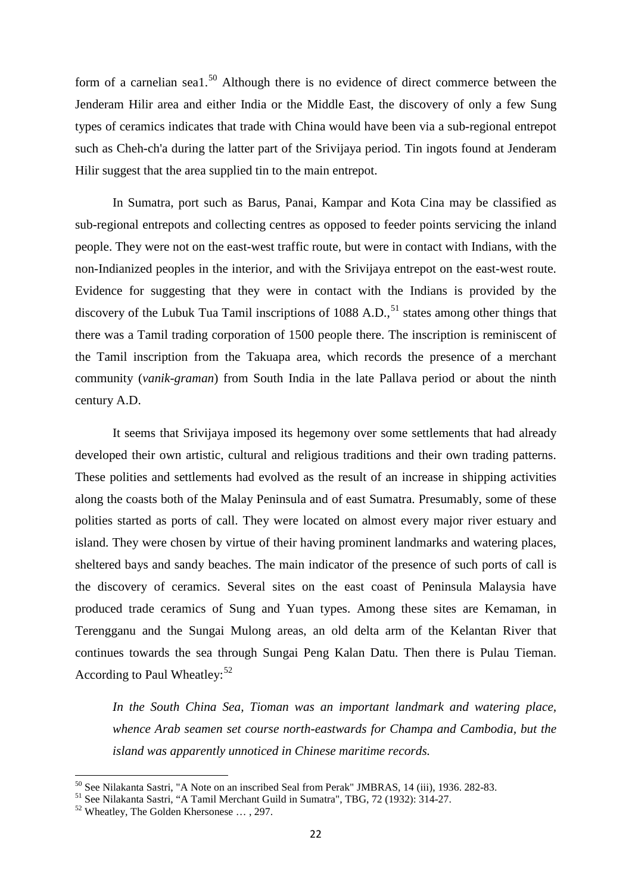form of a carnelian sea1.[50] Although there is no evidence of direct commerce between the Jenderam Hilir area and either India or the Middle East, the discovery of only a few Sung types of ceramics indicates that trade with China would have been via a sub-regional entrepot such as Cheh-ch'a during the latter part of the Srivijaya period. Tin ingots found at Jenderam Hilir suggest that the area supplied tin to the main entrepot.

In Sumatra, port such as Barus, Panai, Kampar and Kota Cina may be classified as sub-regional entrepots and collecting centres as opposed to feeder points servicing the inland people. They were not on the east-west traffic route, but were in contact with Indians, with the non-Indianized peoples in the interior, and with the Srivijaya entrepot on the east-west route. Evidence for suggesting that they were in contact with the Indians is provided by the discovery of the Lubuk Tua Tamil inscriptions of 1088 A.D.,[51] states among other things that there was a Tamil trading corporation of 1500 people there. The inscription is reminiscent of the Tamil inscription from the Takuapa area, which records the presence of a merchant community (*vanik-graman*) from South India in the late Pallava period or about the ninth century A.D.

It seems that Srivijaya imposed its hegemony over some settlements that had already developed their own artistic, cultural and religious traditions and their own trading patterns. These polities and settlements had evolved as the result of an increase in shipping activities along the coasts both of the Malay Peninsula and of east Sumatra. Presumably, some of these polities started as ports of call. They were located on almost every major river estuary and island. They were chosen by virtue of their having prominent landmarks and watering places, sheltered bays and sandy beaches. The main indicator of the presence of such ports of call is the discovery of ceramics. Several sites on the east coast of Peninsula Malaysia have produced trade ceramics of Sung and Yuan types. Among these sites are Kemaman, in Terengganu and the Sungai Mulong areas, an old delta arm of the Kelantan River that continues towards the sea through Sungai Peng Kalan Datu. Then there is Pulau Tieman. According to Paul Wheatley:[52]

> *In the South China Sea, Tioman was an important landmark and watering place, whence Arab seamen set course north-eastwards for Champa and Cambodia, but the island was apparently unnoticed in Chinese maritime records.*

---

[50] See Nilakanta Sastri, "A Note on an inscribed Seal from Perak" JMBRAS, 14 (iii), 1936. 282-83.

[51] See Nilakanta Sastri, "A Tamil Merchant Guild in Sumatra", TBG, 72 (1932): 314-27.

[52] Wheatley, The Golden Khersonese … , 297.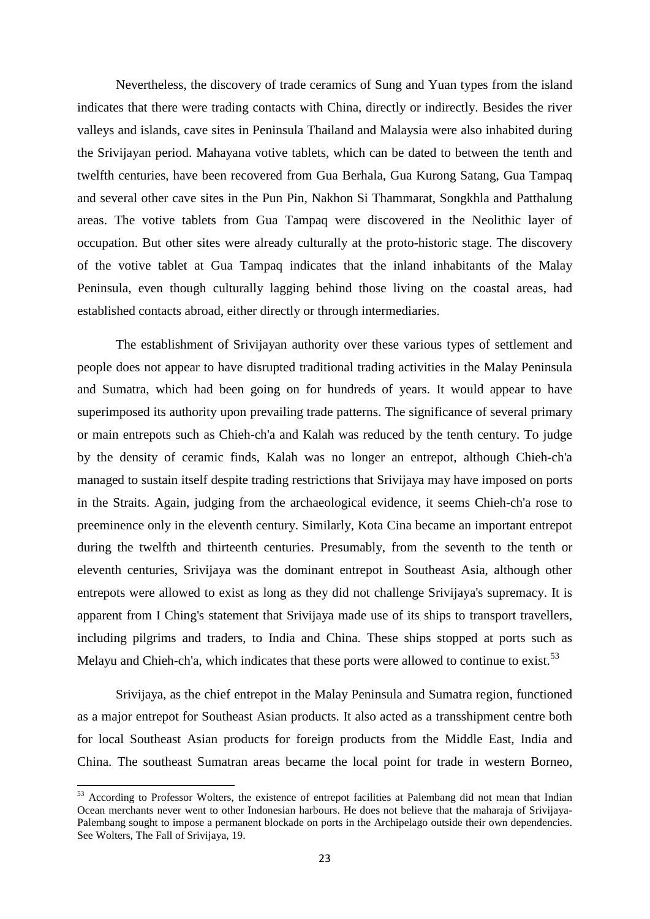Nevertheless, the discovery of trade ceramics of Sung and Yuan types from the island indicates that there were trading contacts with China, directly or indirectly. Besides the river valleys and islands, cave sites in Peninsula Thailand and Malaysia were also inhabited during the Srivijayan period. Mahayana votive tablets, which can be dated to between the tenth and twelfth centuries, have been recovered from Gua Berhala, Gua Kurong Satang, Gua Tampaq and several other cave sites in the Pun Pin, Nakhon Si Thammarat, Songkhla and Patthalung areas. The votive tablets from Gua Tampaq were discovered in the Neolithic layer of occupation. But other sites were already culturally at the proto-historic stage. The discovery of the votive tablet at Gua Tampaq indicates that the inland inhabitants of the Malay Peninsula, even though culturally lagging behind those living on the coastal areas, had established contacts abroad, either directly or through intermediaries.

The establishment of Srivijayan authority over these various types of settlement and people does not appear to have disrupted traditional trading activities in the Malay Peninsula and Sumatra, which had been going on for hundreds of years. It would appear to have superimposed its authority upon prevailing trade patterns. The significance of several primary or main entrepots such as Chieh-ch'a and Kalah was reduced by the tenth century. To judge by the density of ceramic finds, Kalah was no longer an entrepot, although Chieh-ch'a managed to sustain itself despite trading restrictions that Srivijaya may have imposed on ports in the Straits. Again, judging from the archaeological evidence, it seems Chieh-ch'a rose to preeminence only in the eleventh century. Similarly, Kota Cina became an important entrepot during the twelfth and thirteenth centuries. Presumably, from the seventh to the tenth or eleventh centuries, Srivijaya was the dominant entrepot in Southeast Asia, although other entrepots were allowed to exist as long as they did not challenge Srivijaya's supremacy. It is apparent from I Ching's statement that Srivijaya made use of its ships to transport travellers, including pilgrims and traders, to India and China. These ships stopped at ports such as Melayu and Chieh-ch'a, which indicates that these ports were allowed to continue to exist.[53]

Srivijaya, as the chief entrepot in the Malay Peninsula and Sumatra region, functioned as a major entrepot for Southeast Asian products. It also acted as a transshipment centre both for local Southeast Asian products for foreign products from the Middle East, India and China. The southeast Sumatran areas became the local point for trade in western Borneo,

---

[53] According to Professor Wolters, the existence of entrepot facilities at Palembang did not mean that Indian Ocean merchants never went to other Indonesian harbours. He does not believe that the maharaja of Srivijaya-Palembang sought to impose a permanent blockade on ports in the Archipelago outside their own dependencies. See Wolters, The Fall of Srivijaya, 19.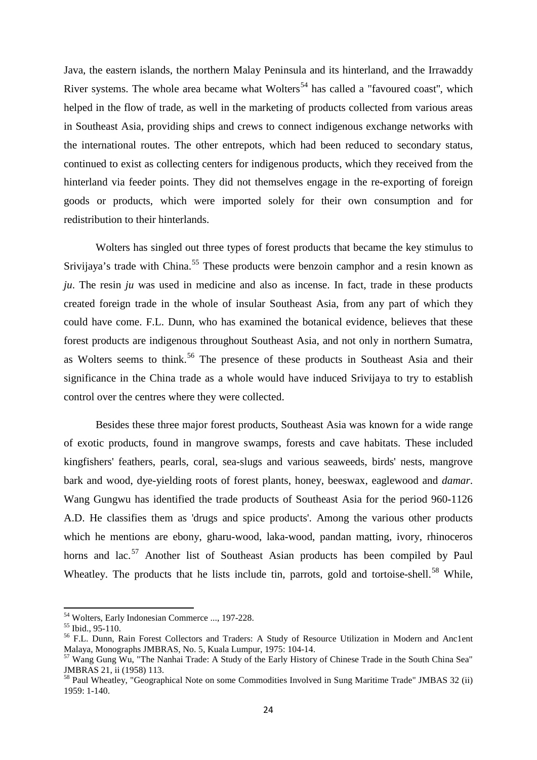Java, the eastern islands, the northern Malay Peninsula and its hinterland, and the Irrawaddy River systems. The whole area became what Wolters[54] has called a "favoured coast", which helped in the flow of trade, as well in the marketing of products collected from various areas in Southeast Asia, providing ships and crews to connect indigenous exchange networks with the international routes. The other entrepots, which had been reduced to secondary status, continued to exist as collecting centers for indigenous products, which they received from the hinterland via feeder points. They did not themselves engage in the re-exporting of foreign goods or products, which were imported solely for their own consumption and for redistribution to their hinterlands.

Wolters has singled out three types of forest products that became the key stimulus to Srivijaya's trade with China.[55] These products were benzoin camphor and a resin known as *ju*. The resin *ju* was used in medicine and also as incense. In fact, trade in these products created foreign trade in the whole of insular Southeast Asia, from any part of which they could have come. F.L. Dunn, who has examined the botanical evidence, believes that these forest products are indigenous throughout Southeast Asia, and not only in northern Sumatra, as Wolters seems to think.[56] The presence of these products in Southeast Asia and their significance in the China trade as a whole would have induced Srivijaya to try to establish control over the centres where they were collected.

Besides these three major forest products, Southeast Asia was known for a wide range of exotic products, found in mangrove swamps, forests and cave habitats. These included kingfishers' feathers, pearls, coral, sea-slugs and various seaweeds, birds' nests, mangrove bark and wood, dye-yielding roots of forest plants, honey, beeswax, eaglewood and *damar*. Wang Gungwu has identified the trade products of Southeast Asia for the period 960-1126 A.D. He classifies them as 'drugs and spice products'. Among the various other products which he mentions are ebony, gharu-wood, laka-wood, pandan matting, ivory, rhinoceros horns and lac.[57] Another list of Southeast Asian products has been compiled by Paul Wheatley. The products that he lists include tin, parrots, gold and tortoise-shell.[58] While,

---

[54] Wolters, Early Indonesian Commerce ..., 197-228.

[55] Ibid., 95-110.

[56] F.L. Dunn, Rain Forest Collectors and Traders: A Study of Resource Utilization in Modern and Anc1ent Malaya, Monographs JMBRAS, No. 5, Kuala Lumpur, 1975: 104-14.

[57] Wang Gung Wu, "The Nanhai Trade: A Study of the Early History of Chinese Trade in the South China Sea" JMBRAS 21, ii (1958) 113.

[58] Paul Wheatley, "Geographical Note on some Commodities Involved in Sung Maritime Trade" JMBAS 32 (ii) 1959: 1-140.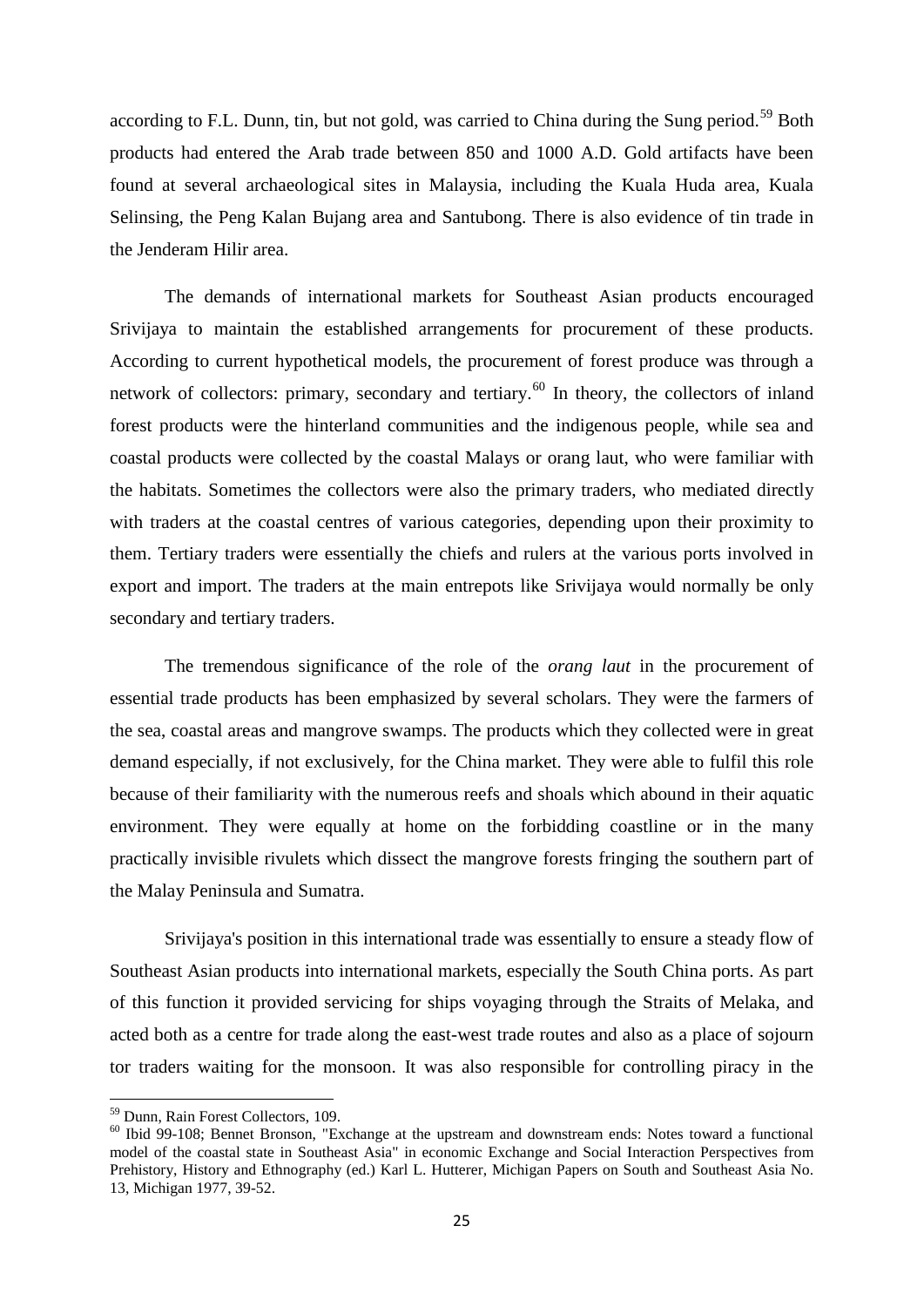according to F.L. Dunn, tin, but not gold, was carried to China during the Sung period.[59] Both products had entered the Arab trade between 850 and 1000 A.D. Gold artifacts have been found at several archaeological sites in Malaysia, including the Kuala Huda area, Kuala Selinsing, the Peng Kalan Bujang area and Santubong. There is also evidence of tin trade in the Jenderam Hilir area.

The demands of international markets for Southeast Asian products encouraged Srivijaya to maintain the established arrangements for procurement of these products. According to current hypothetical models, the procurement of forest produce was through a network of collectors: primary, secondary and tertiary.[60] In theory, the collectors of inland forest products were the hinterland communities and the indigenous people, while sea and coastal products were collected by the coastal Malays or orang laut, who were familiar with the habitats. Sometimes the collectors were also the primary traders, who mediated directly with traders at the coastal centres of various categories, depending upon their proximity to them. Tertiary traders were essentially the chiefs and rulers at the various ports involved in export and import. The traders at the main entrepots like Srivijaya would normally be only secondary and tertiary traders.

The tremendous significance of the role of the *orang laut* in the procurement of essential trade products has been emphasized by several scholars. They were the farmers of the sea, coastal areas and mangrove swamps. The products which they collected were in great demand especially, if not exclusively, for the China market. They were able to fulfil this role because of their familiarity with the numerous reefs and shoals which abound in their aquatic environment. They were equally at home on the forbidding coastline or in the many practically invisible rivulets which dissect the mangrove forests fringing the southern part of the Malay Peninsula and Sumatra.

Srivijaya's position in this international trade was essentially to ensure a steady flow of Southeast Asian products into international markets, especially the South China ports. As part of this function it provided servicing for ships voyaging through the Straits of Melaka, and acted both as a centre for trade along the east-west trade routes and also as a place of sojourn tor traders waiting for the monsoon. It was also responsible for controlling piracy in the

---

[59] Dunn, Rain Forest Collectors, 109.

[60] Ibid 99-108; Bennet Bronson, "Exchange at the upstream and downstream ends: Notes toward a functional model of the coastal state in Southeast Asia" in economic Exchange and Social Interaction Perspectives from Prehistory, History and Ethnography (ed.) Karl L. Hutterer, Michigan Papers on South and Southeast Asia No. 13, Michigan 1977, 39-52.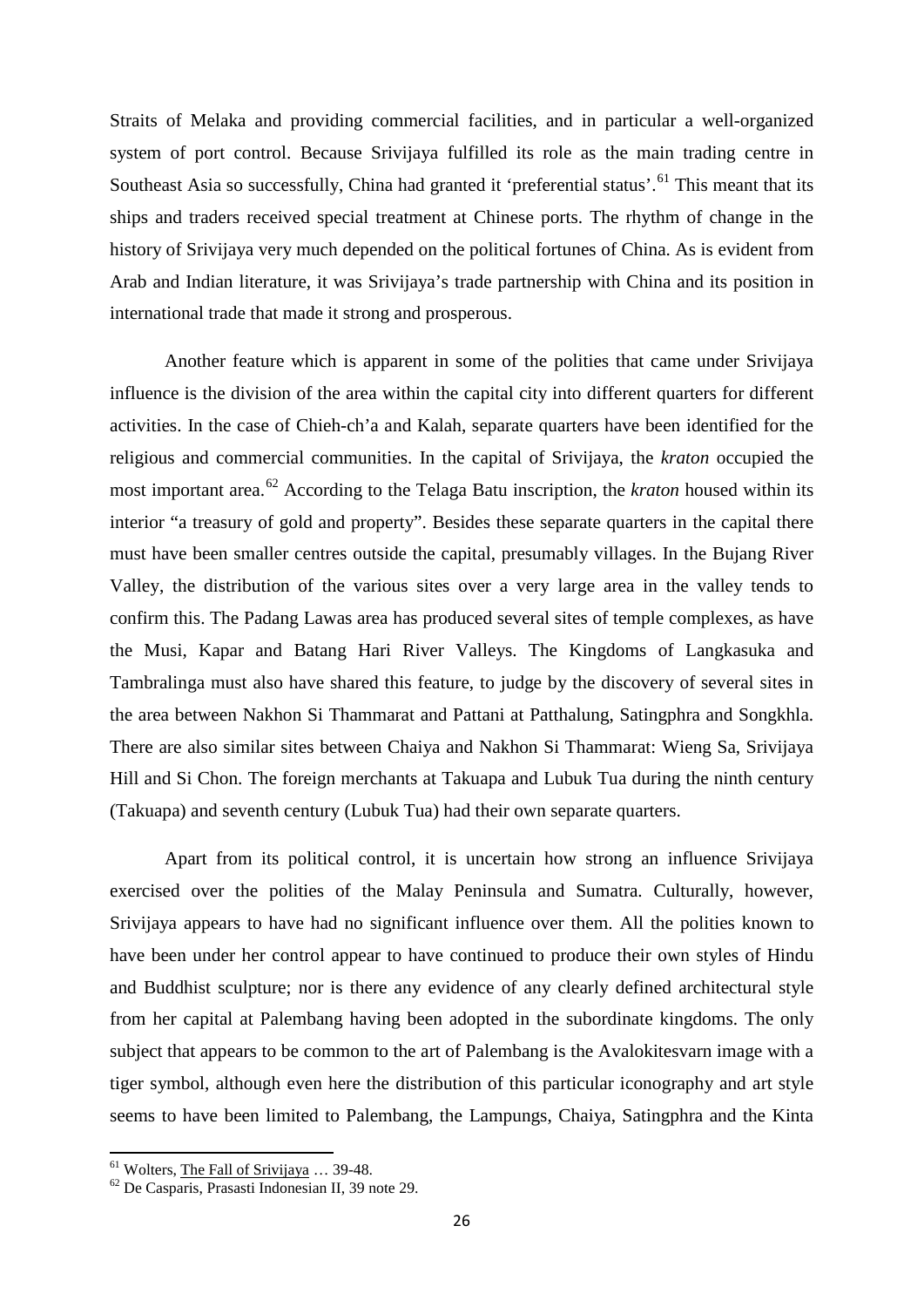Straits of Melaka and providing commercial facilities, and in particular a well-organized system of port control. Because Srivijaya fulfilled its role as the main trading centre in Southeast Asia so successfully, China had granted it 'preferential status'.[61] This meant that its ships and traders received special treatment at Chinese ports. The rhythm of change in the history of Srivijaya very much depended on the political fortunes of China. As is evident from Arab and Indian literature, it was Srivijaya's trade partnership with China and its position in international trade that made it strong and prosperous.

Another feature which is apparent in some of the polities that came under Srivijaya influence is the division of the area within the capital city into different quarters for different activities. In the case of Chieh-ch'a and Kalah, separate quarters have been identified for the religious and commercial communities. In the capital of Srivijaya, the *kraton* occupied the most important area.[62] According to the Telaga Batu inscription, the *kraton* housed within its interior "a treasury of gold and property". Besides these separate quarters in the capital there must have been smaller centres outside the capital, presumably villages. In the Bujang River Valley, the distribution of the various sites over a very large area in the valley tends to confirm this. The Padang Lawas area has produced several sites of temple complexes, as have the Musi, Kapar and Batang Hari River Valleys. The Kingdoms of Langkasuka and Tambralinga must also have shared this feature, to judge by the discovery of several sites in the area between Nakhon Si Thammarat and Pattani at Patthalung, Satingphra and Songkhla. There are also similar sites between Chaiya and Nakhon Si Thammarat: Wieng Sa, Srivijaya Hill and Si Chon. The foreign merchants at Takuapa and Lubuk Tua during the ninth century (Takuapa) and seventh century (Lubuk Tua) had their own separate quarters.

Apart from its political control, it is uncertain how strong an influence Srivijaya exercised over the polities of the Malay Peninsula and Sumatra. Culturally, however, Srivijaya appears to have had no significant influence over them. All the polities known to have been under her control appear to have continued to produce their own styles of Hindu and Buddhist sculpture; nor is there any evidence of any clearly defined architectural style from her capital at Palembang having been adopted in the subordinate kingdoms. The only subject that appears to be common to the art of Palembang is the Avalokitesvarn image with a tiger symbol, although even here the distribution of this particular iconography and art style seems to have been limited to Palembang, the Lampungs, Chaiya, Satingphra and the Kinta

---

[61] Wolters, The Fall of Srivijaya … 39-48.

[62] De Casparis, Prasasti Indonesian II, 39 note 29.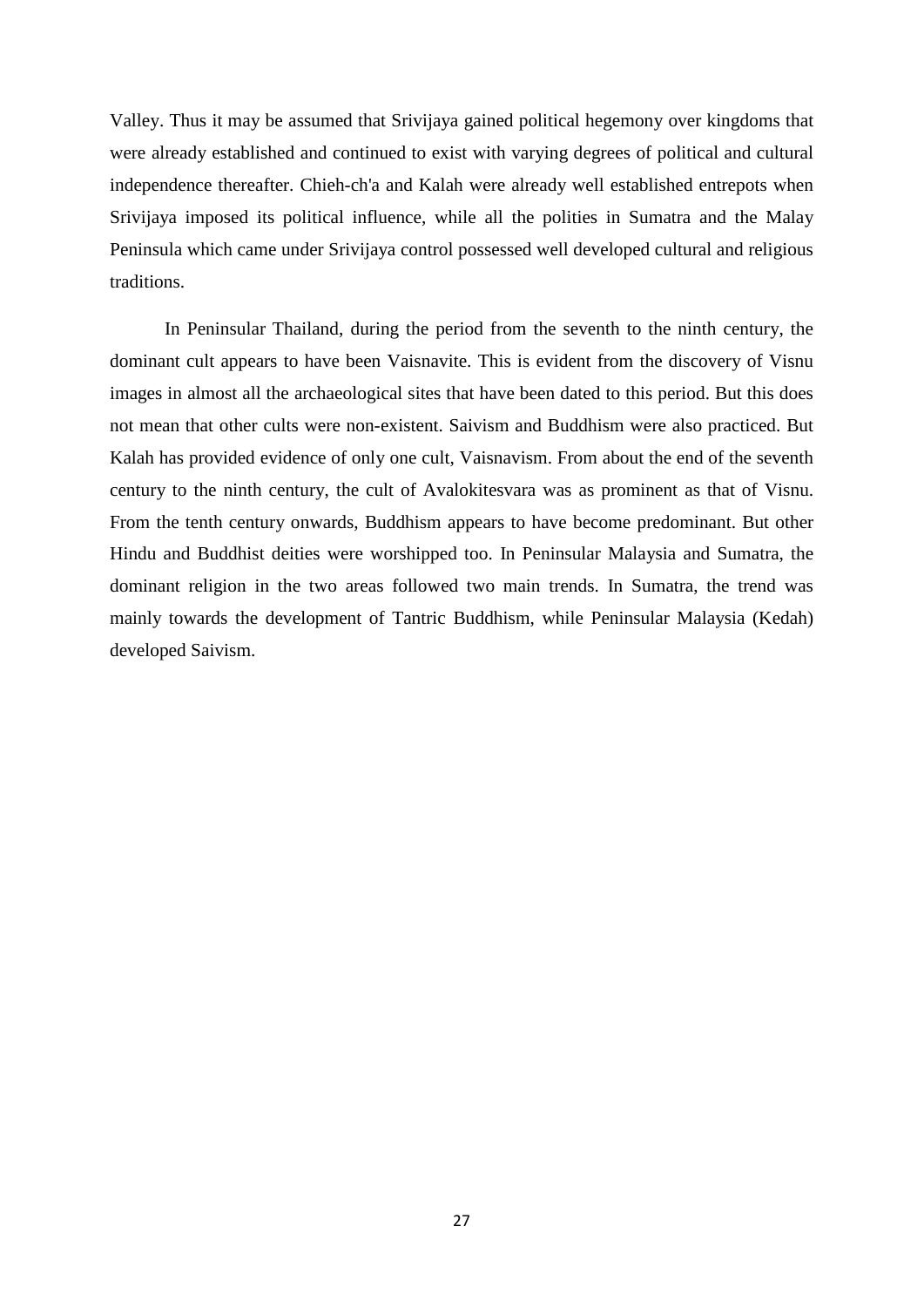Valley. Thus it may be assumed that Srivijaya gained political hegemony over kingdoms that were already established and continued to exist with varying degrees of political and cultural independence thereafter. Chieh-ch'a and Kalah were already well established entrepots when Srivijaya imposed its political influence, while all the polities in Sumatra and the Malay Peninsula which came under Srivijaya control possessed well developed cultural and religious traditions.

In Peninsular Thailand, during the period from the seventh to the ninth century, the dominant cult appears to have been Vaisnavite. This is evident from the discovery of Visnu images in almost all the archaeological sites that have been dated to this period. But this does not mean that other cults were non-existent. Saivism and Buddhism were also practiced. But Kalah has provided evidence of only one cult, Vaisnavism. From about the end of the seventh century to the ninth century, the cult of Avalokitesvara was as prominent as that of Visnu. From the tenth century onwards, Buddhism appears to have become predominant. But other Hindu and Buddhist deities were worshipped too. In Peninsular Malaysia and Sumatra, the dominant religion in the two areas followed two main trends. In Sumatra, the trend was mainly towards the development of Tantric Buddhism, while Peninsular Malaysia (Kedah) developed Saivism.